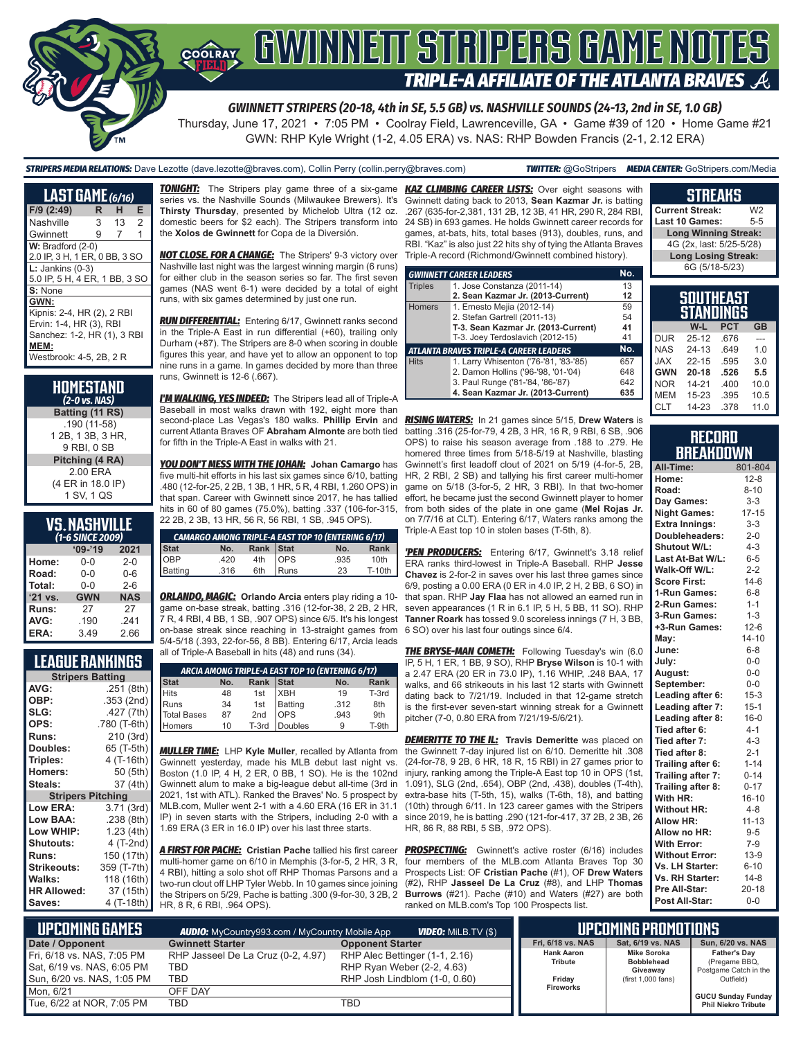# GWINNETT STRIPERS GAME NOTES

## TRIPLE-A AFFILIATE OF THE ATLANTA BRAVES

**GWINNETT STRIPERS (20-18, 4th in SE, 5.5 GB) vs. NASHVILLE SOUNDS (24-13, 2nd in SE, 1.0 GB)**

Thursday, June 17, 2021 • 7:05 PM • Coolray Field, Lawrenceville, GA • Game #39 of 120 • Home Game #21

GWN: RHP Kyle Wright (1-2, 4.05 ERA) vs. NAS: RHP Bowden Francis (2-1, 2.12 ERA)

**STRIPERS MEDIA RELATIONS:** Dave Lezotte (dave.lezotte@braves.com), Collin Perry (collin.perry@braves.com) **TWITTER:** @GoStripers **MEDIA CENTER:** GoStripers.com/Media

## LAST GAME (6/16)

| F/9 (2:49) | R | H | E |
|---|---|---|---|
| Nashville | 3 | 13 | 2 |
| Gwinnett | 9 | 7 | 1 |

**W:** Bradford (2-0)
2.0 IP, 3 H, 1 ER, 0 BB, 3 SO

**L:** Jankins (0-3)
5.0 IP, 5 H, 4 ER, 1 BB, 3 SO

**S:** None

**GWN:**
Kipnis: 2-4, HR (2), 2 RBI
Ervin: 1-4, HR (3), RBI
Sanchez: 1-2, HR (1), 3 RBI

**MEM:**
Westbrook: 4-5, 2B, 2 R

## HOMESTAND
*(2-0 vs. NAS)*

**Batting (11 RS)**
.190 (11-58)
1 2B, 1 3B, 3 HR,
9 RBI, 0 SB

**Pitching (4 RA)**
2.00 ERA
(4 ER in 18.0 IP)
1 SV, 1 QS

## VS. NASHVILLE
*(1-6 SINCE 2009)*

| | '09-'19 | 2021 |
|---|---|---|
| Home: | 0-0 | 2-0 |
| Road: | 0-0 | 0-6 |
| Total: | 0-0 | 2-6 |
| '21 vs. | GWN | NAS |
| Runs: | 27 | 27 |
| AVG: | .190 | .241 |
| ERA: | 3.49 | 2.66 |

## LEAGUE RANKINGS

| Stripers Batting | |
|---|---|
| AVG: | .251 (8th) |
| OBP: | .353 (2nd) |
| SLG: | .427 (7th) |
| OPS: | .780 (T-6th) |
| Runs: | 210 (3rd) |
| Doubles: | 65 (T-5th) |
| Triples: | 4 (T-16th) |
| Homers: | 50 (5th) |
| Steals: | 37 (4th) |
| **Stripers Pitching** | |
| Low ERA: | 3.71 (3rd) |
| Low BAA: | .238 (8th) |
| Low WHIP: | 1.23 (4th) |
| Shutouts: | 4 (T-2nd) |
| Runs: | 150 (17th) |
| Strikeouts: | 359 (T-7th) |
| Walks: | 118 (16th) |
| HR Allowed: | 37 (15th) |
| Saves: | 4 (T-18th) |

**TONIGHT:** The Stripers play game three of a six-game series vs. the Nashville Sounds (Milwaukee Brewers). It's **Thirsty Thursday**, presented by Michelob Ultra (12 oz. domestic beers for $2 each). The Stripers transform into the **Xolos de Gwinnett** for Copa de la Diversión.

**NOT CLOSE, FOR A CHANGE:** The Stripers' 9-3 victory over Nashville last night was the largest winning margin (6 runs) for either club in the season series so far. The first seven games (NAS went 6-1) were decided by a total of eight runs, with six games determined by just one run.

**RUN DIFFERENTIAL:** Entering 6/17, Gwinnett ranks second in the Triple-A East in run differential (+60), trailing only Durham (+87). The Stripers are 8-0 when scoring in double figures this year, and have yet to allow an opponent to top nine runs in a game. In games decided by more than three runs, Gwinnett is 12-6 (.667).

**I'M WALKING, YES INDEED:** The Stripers lead all of Triple-A Baseball in most walks drawn with 192, eight more than second-place Las Vegas's 180 walks. **Phillip Ervin** and current Atlanta Braves OF **Abraham Almonte** are both tied for fifth in the Triple-A East in walks with 21.

**YOU DON'T MESS WITH THE JOHAN:** **Johan Camargo** has five multi-hit efforts in his last six games since 6/10, batting .480 (12-for-25, 2 2B, 1 3B, 1 HR, 5 R, 4 RBI, 1.260 OPS) in that span. Career with Gwinnett since 2017, he has tallied hits in 60 of 80 games (75.0%), batting .337 (106-for-315, 22 2B, 2 3B, 13 HR, 56 R, 56 RBI, 1 SB, .945 OPS).

| CAMARGO AMONG TRIPLE-A EAST TOP 10 (ENTERING 6/17) | | | | | |
|---|---|---|---|---|---|
| Stat | No. | Rank | Stat | No. | Rank |
| OBP | .420 | 4th | OPS | .935 | 10th |
| Batting | .316 | 6th | Runs | 23 | T-10th |

**ORLANDO, MAGIC:** **Orlando Arcia** enters play riding a 10-game on-base streak, batting .316 (12-for-38, 2 2B, 2 HR, 7 R, 4 RBI, 4 BB, 1 SB, .907 OPS) since 6/5. It's his longest on-base streak since reaching in 13-straight games from 5/4-5/18 (.393, 22-for-56, 8 BB). Entering 6/17, Arcia leads all of Triple-A Baseball in hits (48) and runs (34).

| ARCIA AMONG TRIPLE-A EAST TOP 10 (ENTERING 6/17) | | | | | |
|---|---|---|---|---|---|
| Stat | No. | Rank | Stat | No. | Rank |
| Hits | 48 | 1st | XBH | 19 | T-3rd |
| Runs | 34 | 1st | Batting | .312 | 8th |
| Total Bases | 87 | 2nd | OPS | .943 | 9th |
| Homers | 10 | T-3rd | Doubles | 9 | T-9th |

**MULLER TIME:** LHP **Kyle Muller**, recalled by Atlanta from Gwinnett yesterday, made his MLB debut last night vs. Boston (1.0 IP, 4 H, 2 ER, 0 BB, 1 SO). He is the 102nd Gwinnett alum to make a big-league debut all-time (3rd in 2021, 1st with ATL). Ranked the Braves' No. 5 prospect by MLB.com, Muller went 2-1 with a 4.60 ERA (16 ER in 31.1 IP) in seven starts with the Stripers, including 2-0 with a 1.69 ERA (3 ER in 16.0 IP) over his last three starts.

**A FIRST FOR PACHE:** **Cristian Pache** tallied his first career multi-homer game on 6/10 in Memphis (3-for-5, 2 HR, 3 R, 4 RBI), hitting a solo shot off RHP Thomas Parsons and a two-run clout off LHP Tyler Webb. In 10 games since joining the Stripers on 5/29, Pache is batting .300 (9-for-30, 3 2B, 2 HR, 8 R, 6 RBI, .964 OPS).

**KAZ CLIMBING CAREER LISTS:** Over eight seasons with Gwinnett dating back to 2013, **Sean Kazmar Jr.** is batting .267 (635-for-2,381, 131 2B, 12 3B, 41 HR, 290 R, 284 RBI, 24 SB) in 693 games. He holds Gwinnett career records for games, at-bats, hits, total bases (913), doubles, runs, and RBI. "Kaz" is also just 22 hits shy of tying the Atlanta Braves Triple-A record (Richmond/Gwinnett combined history).

| GWINNETT CAREER LEADERS | | No. |
|---|---|---|
| Triples | 1. Jose Constanza (2011-14) | 13 |
| | **2. Sean Kazmar Jr. (2013-Current)** | **12** |
| Homers | 1. Ernesto Mejia (2012-14) | 59 |
| | 2. Stefan Gartrell (2011-13) | 54 |
| | **T-3. Sean Kazmar Jr. (2013-Current)** | **41** |
| | T-3. Joey Terdoslavich (2012-15) | 41 |
| **ATLANTA BRAVES TRIPLE-A CAREER LEADERS** | | **No.** |
| Hits | 1. Larry Whisenton ('76-'81, '83-'85) | 657 |
| | 2. Damon Hollins ('96-'98, '01-'04) | 648 |
| | 3. Paul Runge ('81-'84, '86-'87) | 642 |
| | **4. Sean Kazmar Jr. (2013-Current)** | **635** |

**RISING WATERS:** In 21 games since 5/15, **Drew Waters** is batting .316 (25-for-79, 4 2B, 3 HR, 16 R, 9 RBI, 6 SB, .906 OPS) to raise his season average from .188 to .279. He homered three times from 5/18-5/19 at Nashville, blasting Gwinnett's first leadoff clout of 2021 on 5/19 (4-for-5, 2B, HR, 2 RBI, 2 SB) and tallying his first career multi-homer game on 5/18 (3-for-5, 2 HR, 3 RBI). In that two-homer effort, he became just the second Gwinnett player to homer from both sides of the plate in one game (**Mel Rojas Jr.** on 7/7/16 at CLT). Entering 6/17, Waters ranks among the Triple-A East top 10 in stolen bases (T-5th, 8).

**'PEN PRODUCERS:** Entering 6/17, Gwinnett's 3.18 relief ERA ranks third-lowest in Triple-A Baseball. RHP **Jesse Chavez** is 2-for-2 in saves over his last three games since 6/9, posting a 0.00 ERA (0 ER in 4.0 IP, 2 H, 2 BB, 6 SO) in that span. RHP **Jay Flaa** has not allowed an earned run in seven appearances (1 R in 6.1 IP, 5 H, 5 BB, 11 SO). RHP **Tanner Roark** has tossed 9.0 scoreless innings (7 H, 3 BB, 6 SO) over his last four outings since 6/4.

**THE BRYSE-MAN COMETH:** Following Tuesday's win (6.0 IP, 5 H, 1 ER, 1 BB, 9 SO), RHP **Bryse Wilson** is 10-1 with a 2.47 ERA (20 ER in 73.0 IP), 1.16 WHIP, .248 BAA, 17 walks, and 66 strikeouts in his last 12 starts with Gwinnett dating back to 7/21/19. Included in that 12-game stretch is the first-ever seven-start winning streak for a Gwinnett pitcher (7-0, 0.80 ERA from 7/21/19-5/6/21).

**DEMERITTE TO THE IL:** **Travis Demeritte** was placed on the Gwinnett 7-day injured list on 6/10. Demeritte hit .308 (24-for-78, 9 2B, 6 HR, 18 R, 15 RBI) in 27 games prior to injury, ranking among the Triple-A East top 10 in OPS (1st, 1.091), SLG (2nd, .654), OBP (2nd, .438), doubles (T-4th), extra-base hits (T-5th, 15), walks (T-6th, 18), and batting (10th) through 6/11. In 123 career games with the Stripers since 2019, he is batting .290 (121-for-417, 37 2B, 2 3B, 26 HR, 86 R, 88 RBI, 5 SB, .972 OPS).

**PROSPECTING:** Gwinnett's active roster (6/16) includes four members of the MLB.com Atlanta Braves Top 30 Prospects List: OF **Cristian Pache** (#1), OF **Drew Waters** (#2), RHP **Jasseel De La Cruz** (#8), and LHP **Thomas Burrows** (#21). Pache (#10) and Waters (#27) are both ranked on MLB.com's Top 100 Prospects list.

## STREAKS

| | |
|---|---|
| Current Streak: | W2 |
| Last 10 Games: | 5-5 |
| **Long Winning Streak:** | |
| 4G (2x, last: 5/25-5/28) | |
| **Long Losing Streak:** | |
| 6G (5/18-5/23) | |

## SOUTHEAST STANDINGS

| | W-L | PCT | GB |
|---|---|---|---|
| DUR | 25-12 | .676 | --- |
| NAS | 24-13 | .649 | 1.0 |
| JAX | 22-15 | .595 | 3.0 |
| **GWN** | **20-18** | **.526** | **5.5** |
| NOR | 14-21 | .400 | 10.0 |
| MEM | 15-23 | .395 | 10.5 |
| CLT | 14-23 | .378 | 11.0 |

## RECORD BREAKDOWN

| | |
|---|---|
| All-Time: | 801-804 |
| Home: | 12-8 |
| Road: | 8-10 |
| Day Games: | 3-3 |
| Night Games: | 17-15 |
| Extra Innings: | 3-3 |
| Doubleheaders: | 2-0 |
| Shutout W/L: | 4-3 |
| Last At-Bat W/L: | 6-5 |
| Walk-Off W/L: | 2-2 |
| Score First: | 14-6 |
| 1-Run Games: | 6-8 |
| 2-Run Games: | 1-1 |
| 3-Run Games: | 1-3 |
| +3-Run Games: | 12-6 |
| May: | 14-10 |
| June: | 6-8 |
| July: | 0-0 |
| August: | 0-0 |
| September: | 0-0 |
| Leading after 6: | 15-3 |
| Leading after 7: | 15-1 |
| Leading after 8: | 16-0 |
| Tied after 6: | 4-1 |
| Tied after 7: | 4-3 |
| Tied after 8: | 2-1 |
| Trailing after 6: | 1-14 |
| Trailing after 7: | 0-14 |
| Trailing after 8: | 0-17 |
| With HR: | 16-10 |
| Without HR: | 4-8 |
| Allow HR: | 11-13 |
| Allow no HR: | 9-5 |
| With Error: | 7-9 |
| Without Error: | 13-9 |
| Vs. LH Starter: | 6-10 |
| Vs. RH Starter: | 14-8 |
| Pre All-Star: | 20-18 |
| Post All-Star: | 0-0 |

## UPCOMING GAMES

**AUDIO:** MyCountry993.com / MyCountry Mobile App **VIDEO:** MiLB.TV ($)

| Date / Opponent | Gwinnett Starter | Opponent Starter |
|---|---|---|
| Fri, 6/18 vs. NAS, 7:05 PM | RHP Jasseel De La Cruz (0-2, 4.97) | RHP Alec Bettinger (1-1, 2.16) |
| Sat, 6/19 vs. NAS, 6:05 PM | TBD | RHP Ryan Weber (2-2, 4.63) |
| Sun, 6/20 vs. NAS, 1:05 PM | TBD | RHP Josh Lindblom (1-0, 0.60) |
| Mon, 6/21 | OFF DAY | |
| Tue, 6/22 at NOR, 7:05 PM | TBD | TBD |

## UPCOMING PROMOTIONS

| Fri, 6/18 vs. NAS | Sat, 6/19 vs. NAS | Sun, 6/20 vs. NAS |
|---|---|---|
| Hank Aaron Tribute<br><br>Friday Fireworks | Mike Soroka Bobblehead Giveaway (first 1,000 fans) | Father's Day (Pregame BBQ, Postgame Catch in the Outfield)<br><br>GUCU Sunday Funday Phil Niekro Tribute |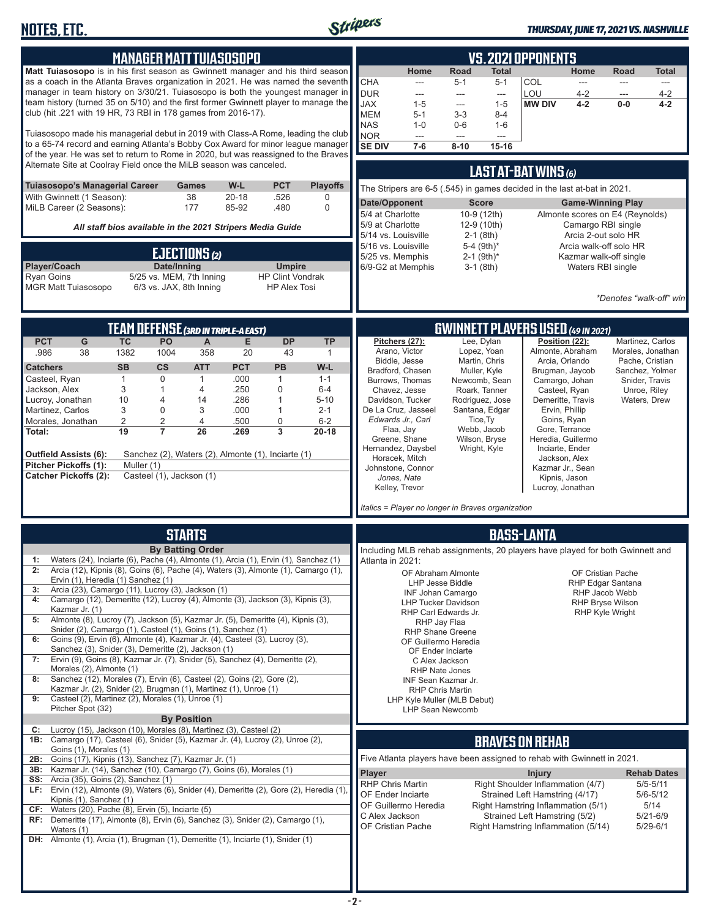## MANAGER MATT TUIASOSOPO

**Matt Tuiasosopo** is in his first season as Gwinnett manager and his third season as a coach in the Atlanta Braves organization in 2021. He was named the seventh manager in team history on 3/30/21. Tuiasosopo is both the youngest manager in team history (turned 35 on 5/10) and the first former Gwinnett player to manage the club (hit .221 with 19 HR, 73 RBI in 178 games from 2016-17).

Tuiasosopo made his managerial debut in 2019 with Class-A Rome, leading the club to a 65-74 record and earning Atlanta's Bobby Cox Award for minor league manager of the year. He was set to return to Rome in 2020, but was reassigned to the Braves Alternate Site at Coolray Field once the MiLB season was canceled.

| Tuiasosopo's Managerial Career | Games | W-L | PCT | Playoffs |
|---|---|---|---|---|
| With Gwinnett (1 Season): | 38 | 20-18 | .526 | 0 |
| MiLB Career (2 Seasons): | 177 | 85-92 | .480 | 0 |

*All staff bios available in the 2021 Stripers Media Guide*

## EJECTIONS (2)

| Player/Coach | Date/Inning | Umpire |
|---|---|---|
| Ryan Goins | 5/25 vs. MEM, 7th Inning | HP Clint Vondrak |
| MGR Matt Tuiasosopo | 6/3 vs. JAX, 8th Inning | HP Alex Tosi |

## VS. 2021 OPPONENTS

| | Home | Road | Total | | Home | Road | Total |
|---|---|---|---|---|---|---|---|
| CHA | --- | 5-1 | 5-1 | COL | --- | --- | --- |
| DUR | --- | --- | --- | LOU | 4-2 | --- | 4-2 |
| JAX | 1-5 | --- | 1-5 | **MW DIV** | **4-2** | **0-0** | **4-2** |
| MEM | 5-1 | 3-3 | 8-4 | | | | |
| NAS | 1-0 | 0-6 | 1-6 | | | | |
| NOR | --- | --- | --- | | | | |
| **SE DIV** | **7-6** | **8-10** | **15-16** | | | | |

## LAST AT-BAT WINS (6)

The Stripers are 6-5 (.545) in games decided in the last at-bat in 2021.

| Date/Opponent | Score | Game-Winning Play |
|---|---|---|
| 5/4 at Charlotte | 10-9 (12th) | Almonte scores on E4 (Reynolds) |
| 5/9 at Charlotte | 12-9 (10th) | Camargo RBI single |
| 5/14 vs. Louisville | 2-1 (8th) | Arcia 2-out solo HR |
| 5/16 vs. Louisville | 5-4 (9th)* | Arcia walk-off solo HR |
| 5/25 vs. Memphis | 2-1 (9th)* | Kazmar walk-off single |
| 6/9-G2 at Memphis | 3-1 (8th) | Waters RBI single |

*\*Denotes "walk-off" win*

## TEAM DEFENSE (3RD IN TRIPLE-A EAST)

| PCT | G | TC | PO | A | E | DP | TP |
|---|---|---|---|---|---|---|---|
| .986 | 38 | 1382 | 1004 | 358 | 20 | 43 | 1 |

| Catchers | SB | CS | ATT | PCT | PB | W-L |
|---|---|---|---|---|---|---|
| Casteel, Ryan | 1 | 0 | 1 | .000 | 1 | 1-1 |
| Jackson, Alex | 3 | 1 | 4 | .250 | 0 | 6-4 |
| Lucroy, Jonathan | 10 | 4 | 14 | .286 | 1 | 5-10 |
| Martinez, Carlos | 3 | 0 | 3 | .000 | 1 | 2-1 |
| Morales, Jonathan | 2 | 2 | 4 | .500 | 0 | 6-2 |
| **Total:** | **19** | **7** | **26** | **.269** | **3** | **20-18** |

**Outfield Assists (6):** Sanchez (2), Waters (2), Almonte (1), Inciarte (1)
**Pitcher Pickoffs (1):** Muller (1)
**Catcher Pickoffs (2):** Casteel (1), Jackson (1)

## GWINNETT PLAYERS USED (49 IN 2021)

**Pitchers (27):** Arano, Victor; Biddle, Jesse; Bradford, Chasen; Burrows, Thomas; Chavez, Jesse; Davidson, Tucker; De La Cruz, Jasseel; *Edwards Jr., Carl*; Flaa, Jay; Greene, Shane; Hernandez, Daysbel; Horacek, Mitch; Johnstone, Connor; *Jones, Nate*; Kelley, Trevor; Lee, Dylan; Lopez, Yoan; Martin, Chris; Muller, Kyle; Newcomb, Sean; Roark, Tanner; Rodriguez, Jose; Santana, Edgar; Tice, Ty; Webb, Jacob; Wilson, Bryse; Wright, Kyle

**Position (22):** Almonte, Abraham; Arcia, Orlando; Brugman, Jaycob; Camargo, Johan; Casteel, Ryan; Demeritte, Travis; Ervin, Phillip; Goins, Ryan; Gore, Terrance; Heredia, Guillermo; Inciarte, Ender; Jackson, Alex; Kazmar Jr., Sean; Kipnis, Jason; Lucroy, Jonathan; Martinez, Carlos; Morales, Jonathan; Pache, Cristian; Sanchez, Yolmer; Snider, Travis; Unroe, Riley; Waters, Drew

*Italics = Player no longer in Braves organization*

## STARTS

**By Batting Order**

- **1:** Waters (24), Inciarte (6), Pache (4), Almonte (1), Arcia (1), Ervin (1), Sanchez (1)
- **2:** Arcia (12), Kipnis (8), Goins (6), Pache (4), Waters (3), Almonte (1), Camargo (1), Ervin (1), Heredia (1) Sanchez (1)
- **3:** Arcia (23), Camargo (11), Lucroy (3), Jackson (1)
- **4:** Camargo (12), Demeritte (12), Lucroy (4), Almonte (3), Jackson (3), Kipnis (3), Kazmar Jr. (1)
- **5:** Almonte (8), Lucroy (7), Jackson (5), Kazmar Jr. (5), Demeritte (4), Kipnis (3), Snider (2), Camargo (1), Casteel (1), Goins (1), Sanchez (1)
- **6:** Goins (9), Ervin (6), Almonte (4), Kazmar Jr. (4), Casteel (3), Lucroy (3), Sanchez (3), Snider (3), Demeritte (2), Jackson (1)
- **7:** Ervin (9), Goins (8), Kazmar Jr. (7), Snider (5), Sanchez (4), Demeritte (2), Morales (2), Almonte (1)
- **8:** Sanchez (12), Morales (7), Ervin (6), Casteel (2), Goins (2), Gore (2), Kazmar Jr. (2), Snider (2), Brugman (1), Martinez (1), Unroe (1)
- **9:** Casteel (2), Martinez (2), Morales (1), Unroe (1) Pitcher Spot (32)

**By Position**

- **C:** Lucroy (15), Jackson (10), Morales (8), Martinez (3), Casteel (2)
- **1B:** Camargo (17), Casteel (6), Snider (5), Kazmar Jr. (4), Lucroy (2), Unroe (2), Goins (1), Morales (1)
- **2B:** Goins (17), Kipnis (13), Sanchez (7), Kazmar Jr. (1)
- **3B:** Kazmar Jr. (14), Sanchez (10), Camargo (7), Goins (6), Morales (1)
- **SS:** Arcia (35), Goins (2), Sanchez (1)
- **LF:** Ervin (12), Almonte (9), Waters (6), Snider (4), Demeritte (2), Gore (2), Heredia (1), Kipnis (1), Sanchez (1)
- **CF:** Waters (20), Pache (8), Ervin (5), Inciarte (5)
- **RF:** Demeritte (17), Almonte (8), Ervin (6), Sanchez (3), Snider (2), Camargo (1), Waters (1)
- **DH:** Almonte (1), Arcia (1), Brugman (1), Demeritte (1), Inciarte (1), Snider (1)

## BASS-LANTA

Including MLB rehab assignments, 20 players have played for both Gwinnett and Atlanta in 2021:

OF Abraham Almonte
LHP Jesse Biddle
INF Johan Camargo
LHP Tucker Davidson
RHP Carl Edwards Jr.
RHP Jay Flaa
RHP Shane Greene
OF Guillermo Heredia
OF Ender Inciarte
C Alex Jackson
RHP Nate Jones
INF Sean Kazmar Jr.
RHP Chris Martin
LHP Kyle Muller (MLB Debut)
LHP Sean Newcomb
OF Cristian Pache
RHP Edgar Santana
RHP Jacob Webb
RHP Bryse Wilson
RHP Kyle Wright

## BRAVES ON REHAB

Five Atlanta players have been assigned to rehab with Gwinnett in 2021.

| Player | Injury | Rehab Dates |
|---|---|---|
| RHP Chris Martin | Right Shoulder Inflammation (4/7) | 5/5-5/11 |
| OF Ender Inciarte | Strained Left Hamstring (4/17) | 5/6-5/12 |
| OF Guillermo Heredia | Right Hamstring Inflammation (5/1) | 5/14 |
| C Alex Jackson | Strained Left Hamstring (5/2) | 5/21-6/9 |
| OF Cristian Pache | Right Hamstring Inflammation (5/14) | 5/29-6/1 |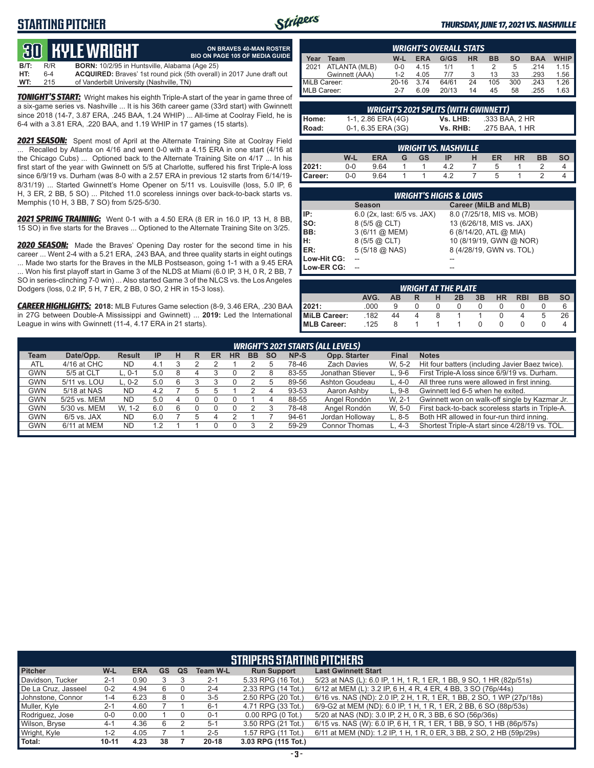# STARTING PITCHER

*THURSDAY, JUNE 17, 2021 VS. NASHVILLE*

## 30 KYLE WRIGHT

**ON BRAVES 40-MAN ROSTER**
**BIO ON PAGE 105 OF MEDIA GUIDE**

**B/T:** R/R **BORN:** 10/2/95 in Huntsville, Alabama (Age 25)
**HT:** 6-4 **ACQUIRED:** Braves' 1st round pick (5th overall) in 2017 June draft out
**WT:** 215 of Vanderbilt University (Nashville, TN)

***TONIGHT'S START:*** Wright makes his eighth Triple-A start of the year in game three of a six-game series vs. Nashville ... It is his 36th career game (33rd start) with Gwinnett since 2018 (14-7, 3.87 ERA, .245 BAA, 1.24 WHIP) ... All-time at Coolray Field, he is 6-4 with a 3.81 ERA, .220 BAA, and 1.19 WHIP in 17 games (15 starts).

***2021 SEASON:*** Spent most of April at the Alternate Training Site at Coolray Field ... Recalled by Atlanta on 4/16 and went 0-0 with a 4.15 ERA in one start (4/16 at the Chicago Cubs) ... Optioned back to the Alternate Training Site on 4/17 ... In his first start of the year with Gwinnett on 5/5 at Charlotte, suffered his first Triple-A loss since 6/9/19 vs. Durham (was 8-0 with a 2.57 ERA in previous 12 starts from 6/14/19-8/31/19) ... Started Gwinnett's Home Opener on 5/11 vs. Louisville (loss, 5.0 IP, 6 H, 3 ER, 2 BB, 5 SO) ... Pitched 11.0 scoreless innings over back-to-back starts vs. Memphis (10 H, 3 BB, 7 SO) from 5/25-5/30.

***2021 SPRING TRAINING:*** Went 0-1 with a 4.50 ERA (8 ER in 16.0 IP, 13 H, 8 BB, 15 SO) in five starts for the Braves ... Optioned to the Alternate Training Site on 3/25.

***2020 SEASON:*** Made the Braves' Opening Day roster for the second time in his career ... Went 2-4 with a 5.21 ERA, .243 BAA, and three quality starts in eight outings ... Made two starts for the Braves in the MLB Postseason, going 1-1 with a 9.45 ERA ... Won his first playoff start in Game 3 of the NLDS at Miami (6.0 IP, 3 H, 0 R, 2 BB, 7 SO in series-clinching 7-0 win) ... Also started Game 3 of the NLCS vs. the Los Angeles Dodgers (loss, 0.2 IP, 5 H, 7 ER, 2 BB, 0 SO, 2 HR in 15-3 loss).

***CAREER HIGHLIGHTS:*** **2018:** MLB Futures Game selection (8-9, 3.46 ERA, .230 BAA in 27G between Double-A Mississippi and Gwinnett) ... **2019:** Led the International League in wins with Gwinnett (11-4, 4.17 ERA in 21 starts).

### WRIGHT'S OVERALL STATS

| Year | Team | W-L | ERA | G/GS | HR | BB | SO | BAA | WHIP |
|---|---|---|---|---|---|---|---|---|---|
| 2021 | ATLANTA (MLB) | 0-0 | 4.15 | 1/1 | 1 | 2 | 5 | .214 | 1.15 |
| | Gwinnett (AAA) | 1-2 | 4.05 | 7/7 | 3 | 13 | 33 | .293 | 1.56 |
| MiLB Career: | | 20-16 | 3.74 | 64/61 | 24 | 105 | 300 | .243 | 1.26 |
| MLB Career: | | 2-7 | 6.09 | 20/13 | 14 | 45 | 58 | .255 | 1.63 |

### WRIGHT'S 2021 SPLITS (WITH GWINNETT)

| | | | |
|---|---|---|---|
| Home: | 1-1, 2.86 ERA (4G) | Vs. LHB: | .333 BAA, 2 HR |
| Road: | 0-1, 6.35 ERA (3G) | Vs. RHB: | .275 BAA, 1 HR |

### WRIGHT VS. NASHVILLE

| | W-L | ERA | G | GS | IP | H | ER | HR | BB | SO |
|---|---|---|---|---|---|---|---|---|---|---|
| 2021: | 0-0 | 9.64 | 1 | 1 | 4.2 | 7 | 5 | 1 | 2 | 4 |
| Career: | 0-0 | 9.64 | 1 | 1 | 4.2 | 7 | 5 | 1 | 2 | 4 |

### WRIGHT'S HIGHS & LOWS

| | Season | Career (MiLB and MLB) |
|---|---|---|
| IP: | 6.0 (2x, last: 6/5 vs. JAX) | 8.0 (7/25/18, MIS vs. MOB) |
| SO: | 8 (5/5 @ CLT) | 13 (6/26/18, MIS vs. JAX) |
| BB: | 3 (6/11 @ MEM) | 6 (8/14/20, ATL @ MIA) |
| H: | 8 (5/5 @ CLT) | 10 (8/19/19, GWN @ NOR) |
| ER: | 5 (5/18 @ NAS) | 8 (4/28/19, GWN vs. TOL) |
| Low-Hit CG: | -- | -- |
| Low-ER CG: | -- | -- |

### WRIGHT AT THE PLATE

| | AVG. | AB | R | H | 2B | 3B | HR | RBI | BB | SO |
|---|---|---|---|---|---|---|---|---|---|---|
| 2021: | .000 | 9 | 0 | 0 | 0 | 0 | 0 | 0 | 0 | 6 |
| MiLB Career: | .182 | 44 | 4 | 8 | 1 | 1 | 0 | 4 | 5 | 26 |
| MLB Career: | .125 | 8 | 1 | 1 | 1 | 0 | 0 | 0 | 0 | 4 |

### WRIGHT'S 2021 STARTS (ALL LEVELS)

| Team | Date/Opp. | Result | IP | H | R | ER | HR | BB | SO | NP-S | Opp. Starter | Final | Notes |
|---|---|---|---|---|---|---|---|---|---|---|---|---|---|
| ATL | 4/16 at CHC | ND | 4.1 | 3 | 2 | 2 | 1 | 2 | 5 | 78-46 | Zach Davies | W, 5-2 | Hit four batters (including Javier Baez twice). |
| GWN | 5/5 at CLT | L, 0-1 | 5.0 | 8 | 4 | 3 | 0 | 2 | 8 | 83-55 | Jonathan Stiever | L, 9-6 | First Triple-A loss since 6/9/19 vs. Durham. |
| GWN | 5/11 vs. LOU | L, 0-2 | 5.0 | 6 | 3 | 3 | 0 | 2 | 5 | 89-56 | Ashton Goudeau | L, 4-0 | All three runs were allowed in first inning. |
| GWN | 5/18 at NAS | ND | 4.2 | 7 | 5 | 5 | 1 | 2 | 4 | 93-53 | Aaron Ashby | L, 9-8 | Gwinnett led 6-5 when he exited. |
| GWN | 5/25 vs. MEM | ND | 5.0 | 4 | 0 | 0 | 0 | 1 | 4 | 88-55 | Angel Rondón | W, 2-1 | Gwinnett won on walk-off single by Kazmar Jr. |
| GWN | 5/30 vs. MEM | W, 1-2 | 6.0 | 6 | 0 | 0 | 0 | 2 | 3 | 78-48 | Angel Rondón | W, 5-0 | First back-to-back scoreless starts in Triple-A. |
| GWN | 6/5 vs. JAX | ND | 6.0 | 7 | 5 | 4 | 2 | 1 | 7 | 94-61 | Jordan Holloway | L, 8-5 | Both HR allowed in four-run third inning. |
| GWN | 6/11 at MEM | ND | 1.2 | 1 | 1 | 0 | 0 | 3 | 2 | 59-29 | Connor Thomas | L, 4-3 | Shortest Triple-A start since 4/28/19 vs. TOL. |

## STRIPERS STARTING PITCHERS

| Pitcher | W-L | ERA | GS | QS | Team W-L | Run Support | Last Gwinnett Start |
|---|---|---|---|---|---|---|---|
| Davidson, Tucker | 2-1 | 0.90 | 3 | 3 | 2-1 | 5.33 RPG (16 Tot.) | 5/23 at NAS (L): 6.0 IP, 1 H, 1 R, 1 ER, 1 BB, 9 SO, 1 HR (82p/51s) |
| De La Cruz, Jasseel | 0-2 | 4.94 | 6 | 0 | 2-4 | 2.33 RPG (14 Tot.) | 6/12 at MEM (L): 3.2 IP, 6 H, 4 R, 4 ER, 4 BB, 3 SO (76p/44s) |
| Johnstone, Connor | 1-4 | 6.23 | 8 | 0 | 3-5 | 2.50 RPG (20 Tot.) | 6/16 vs. NAS (ND): 2.0 IP, 2 H, 1 R, 1 ER, 1 BB, 2 SO, 1 WP (27p/18s) |
| Muller, Kyle | 2-1 | 4.60 | 7 | 1 | 6-1 | 4.71 RPG (33 Tot.) | 6/9-G2 at MEM (ND): 6.0 IP, 1 H, 1 R, 1 ER, 2 BB, 6 SO (88p/53s) |
| Rodriguez, Jose | 0-0 | 0.00 | 1 | 0 | 0-1 | 0.00 RPG (0 Tot.) | 5/20 at NAS (ND): 3.0 IP, 2 H, 0 R, 3 BB, 6 SO (56p/36s) |
| Wilson, Bryse | 4-1 | 4.36 | 6 | 2 | 5-1 | 3.50 RPG (21 Tot.) | 6/15 vs. NAS (W): 6.0 IP, 6 H, 1 R, 1 ER, 1 BB, 9 SO, 1 HB (86p/57s) |
| Wright, Kyle | 1-2 | 4.05 | 7 | 1 | 2-5 | 1.57 RPG (11 Tot.) | 6/11 at MEM (ND): 1.2 IP, 1 H, 1 R, 0 ER, 3 BB, 2 SO, 2 HB (59p/29s) |
| **Total:** | **10-11** | **4.23** | **38** | **7** | **20-18** | **3.03 RPG (115 Tot.)** | |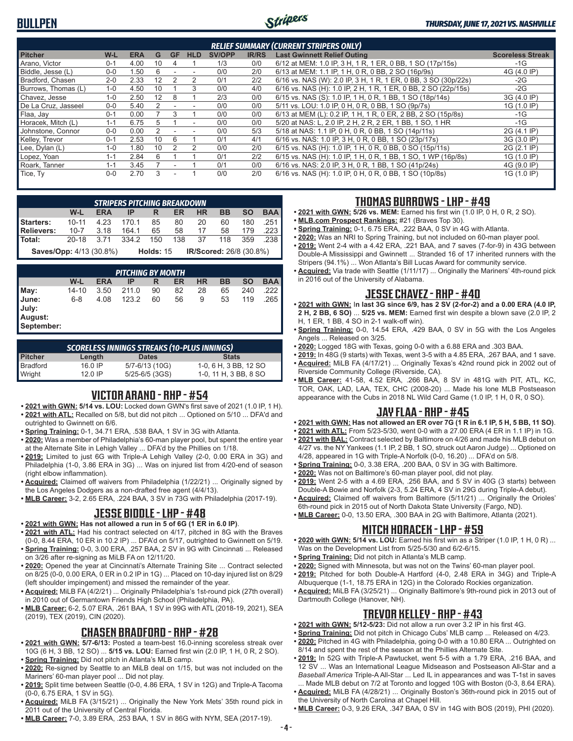## BULLPEN

### RELIEF SUMMARY (CURRENT STRIPERS ONLY)

| Pitcher | W-L | ERA | G | GF | HLD | SV/OPP | IR/RS | Last Gwinnett Relief Outing | Scoreless Streak |
|---|---|---|---|---|---|---|---|---|---|
| Arano, Victor | 0-1 | 4.00 | 10 | 4 | 1 | 1/3 | 0/0 | 6/12 at MEM: 1.0 IP, 3 H, 1 R, 1 ER, 0 BB, 1 SO (17p/15s) | -1G |
| Biddle, Jesse (L) | 0-0 | 1.50 | 6 | - | - | 0/0 | 2/0 | 6/13 at MEM: 1.1 IP, 1 H, 0 R, 0 BB, 2 SO (16p/9s) | 4G (4.0 IP) |
| Bradford, Chasen | 2-0 | 2.33 | 12 | 2 | 2 | 0/1 | 2/2 | 6/16 vs. NAS (W): 2.0 IP, 3 H, 1 R, 1 ER, 0 BB, 3 SO (30p/22s) | -2G |
| Burrows, Thomas (L) | 1-0 | 4.50 | 10 | 1 | 3 | 0/0 | 4/0 | 6/16 vs. NAS (H): 0.2 IP, 2 H, 1 R, 1 ER, 0 BB, 2 SO (22p/15s) | -2G |
| Chavez, Jesse | 1-0 | 2.50 | 12 | 8 | 1 | 2/3 | 0/0 | 6/15 vs. NAS (S): 1.0 IP, 1 H, 0 R, 1 BB, 1 SO (18p/14s) | 3G (4.0 IP) |
| De La Cruz, Jasseel | 0-0 | 5.40 | 2 | - | - | 0/0 | 0/0 | 5/11 vs. LOU: 1.0 IP, 0 H, 0 R, 0 BB, 1 SO (9p/7s) | 1G (1.0 IP) |
| Flaa, Jay | 0-1 | 0.00 | 7 | 3 | 1 | 0/0 | 0/0 | 6/13 at MEM (L): 0.2 IP, 1 H, 1 R, 0 ER, 2 BB, 2 SO (15p/8s) | -1G |
| Horacek, Mitch (L) | 1-1 | 6.75 | 5 | 1 | - | 0/0 | 0/0 | 5/20 at NAS: L, 2.0 IP, 2 H, 2 R, 2 ER, 1 BB, 1 SO, 1 HR | -1G |
| Johnstone, Connor | 0-0 | 0.00 | 2 | - | - | 0/0 | 5/3 | 5/18 at NAS: 1.1 IP, 0 H, 0 R, 0 BB, 1 SO (14p/11s) | 2G (4.1 IP) |
| Kelley, Trevor | 0-1 | 2.53 | 10 | 6 | 1 | 0/1 | 4/1 | 6/16 vs. NAS: 1.0 IP, 3 H, 0 R, 0 BB, 1 SO (23p/17s) | 3G (3.0 IP) |
| Lee, Dylan (L) | 1-0 | 1.80 | 10 | 2 | 2 | 0/0 | 2/0 | 6/15 vs. NAS (H): 1.0 IP, 1 H, 0 R, 0 BB, 0 SO (15p/11s) | 2G (2.1 IP) |
| Lopez, Yoan | 1-1 | 2.84 | 6 | 1 | 1 | 0/1 | 2/2 | 6/15 vs. NAS (H): 1.0 IP, 1 H, 0 R, 1 BB, 1 SO, 1 WP (16p/8s) | 1G (1.0 IP) |
| Roark, Tanner | 1-1 | 3.45 | 7 | - | 1 | 0/1 | 0/0 | 6/16 vs. NAS: 2.0 IP, 3 H, 0 R, 1 BB, 1 SO (41p/24s) | 4G (9.0 IP) |
| Tice, Ty | 0-0 | 2.70 | 3 | - | 1 | 0/0 | 2/0 | 6/16 vs. NAS (H): 1.0 IP, 0 H, 0 R, 0 BB, 1 SO (10p/8s) | 1G (1.0 IP) |

### STRIPERS PITCHING BREAKDOWN

| | W-L | ERA | IP | R | ER | HR | BB | SO | BAA |
|---|---|---|---|---|---|---|---|---|---|
| Starters: | 10-11 | 4.23 | 170.1 | 85 | 80 | 20 | 60 | 180 | .251 |
| Relievers: | 10-7 | 3.18 | 164.1 | 65 | 58 | 17 | 58 | 179 | .223 |
| Total: | 20-18 | 3.71 | 334.2 | 150 | 138 | 37 | 118 | 359 | .238 |

Saves/Opp: 4/13 (30.8%) | Holds: 15 | IR/Scored: 26/8 (30.8%)

### PITCHING BY MONTH

| | W-L | ERA | IP | R | ER | HR | BB | SO | BAA |
|---|---|---|---|---|---|---|---|---|---|
| May: | 14-10 | 3.50 | 211.0 | 90 | 82 | 28 | 65 | 240 | .222 |
| June: | 6-8 | 4.08 | 123.2 | 60 | 56 | 9 | 53 | 119 | .265 |
| July: | | | | | | | | | |
| August: | | | | | | | | | |
| September: | | | | | | | | | |

### SCORELESS INNINGS STREAKS (10-PLUS INNINGS)

| Pitcher | Length | Dates | Stats |
|---|---|---|---|
| Bradford | 16.0 IP | 5/7-6/13 (10G) | 1-0, 6 H, 3 BB, 12 SO |
| Wright | 12.0 IP | 5/25-6/5 (3GS) | 1-0, 11 H, 3 BB, 8 SO |

## VICTOR ARANO - RHP - #54

- **2021 with GWN: 5/14 vs. LOU:** Locked down GWN's first save of 2021 (1.0 IP, 1 H).
- **2021 with ATL:** Recalled on 5/8, but did not pitch ... Optioned on 5/10 ... DFA'd and outrighted to Gwinnett on 6/6.
- **Spring Training:** 0-1, 34.71 ERA, .538 BAA, 1 SV in 3G with Atlanta.
- **2020:** Was a member of Philadelphia's 60-man player pool, but spent the entire year at the Alternate Site in Lehigh Valley ... DFA'd by the Phillies on 1/18.
- **2019:** Limited to just 6G with Triple-A Lehigh Valley (2-0, 0.00 ERA in 3G) and Philadelphia (1-0, 3.86 ERA in 3G) ... Was on injured list from 4/20-end of season (right elbow inflammation).
- **Acquired:** Claimed off waivers from Philadelphia (1/22/21) ... Originally signed by the Los Angeles Dodgers as a non-drafted free agent (4/4/13).
- **MLB Career:** 3-2, 2.65 ERA, .224 BAA, 3 SV in 73G with Philadelphia (2017-19).

## JESSE BIDDLE - LHP - #48

- **2021 with GWN: Has not allowed a run in 5 of 6G (1 ER in 6.0 IP)**.
- **2021 with ATL:** Had his contract selected on 4/17, pitched in 8G with the Braves (0-0, 8.44 ERA, 10 ER in 10.2 IP) ... DFA'd on 5/17, outrighted to Gwinnett on 5/19.
- **Spring Training:** 0-0, 3.00 ERA, .257 BAA, 2 SV in 9G with Cincinnati ... Released on 3/26 after re-signing as MiLB FA on 12/11/20.
- **2020:** Opened the year at Cincinnati's Alternate Training Site ... Contract selected on 8/25 (0-0, 0.00 ERA, 0 ER in 0.2 IP in 1G) ... Placed on 10-day injured list on 8/29 (left shoulder impingement) and missed the remainder of the year.
- **Acquired:** MiLB FA (4/2/21) ... Originally Philadelphia's 1st-round pick (27th overall) in 2010 out of Germantown Friends High School (Philadelphia, PA).
- **MLB Career:** 6-2, 5.07 ERA, .261 BAA, 1 SV in 99G with ATL (2018-19, 2021), SEA (2019), TEX (2019), CIN (2020).

## CHASEN BRADFORD - RHP - #28

- **2021 with GWN: 5/7-6/13:** Posted a team-best 16.0-inning scoreless streak over 10G (6 H, 3 BB, 12 SO) ... **5/15 vs. LOU:** Earned first win (2.0 IP, 1 H, 0 R, 2 SO).
- **Spring Training:** Did not pitch in Atlanta's MLB camp.
- **2020:** Re-signed by Seattle to an MiLB deal on 1/15, but was not included on the Mariners' 60-man player pool ... Did not play.
- **2019:** Split time between Seattle (0-0, 4.86 ERA, 1 SV in 12G) and Triple-A Tacoma (0-0, 6.75 ERA, 1 SV in 5G).
- **Acquired:** MiLB FA (3/15/21) ... Originally the New York Mets' 35th round pick in 2011 out of the University of Central Florida.
- **MLB Career:** 7-0, 3.89 ERA, .253 BAA, 1 SV in 86G with NYM, SEA (2017-19).

## THOMAS BURROWS - LHP - #49

- **2021 with GWN: 5/26 vs. MEM:** Earned his first win (1.0 IP, 0 H, 0 R, 2 SO).
- **MLB.com Prospect Rankings:** #21 (Braves Top 30).
- **Spring Training:** 0-1, 6.75 ERA, .222 BAA, 0 SV in 4G with Atlanta.
- **2020:** Was an NRI to Spring Training, but not included on 60-man player pool.
- **2019:** Went 2-4 with a 4.42 ERA, .221 BAA, and 7 saves (7-for-9) in 43G between Double-A Mississippi and Gwinnett ... Stranded 16 of 17 inherited runners with the Stripers (94.1%) ... Won Atlanta's Bill Lucas Award for community service.
- **Acquired:** Via trade with Seattle (1/11/17) ... Originally the Mariners' 4th-round pick in 2016 out of the University of Alabama.

## JESSE CHAVEZ - RHP - #40

- **2021 with GWN:** I**n last 3G since 6/9, has 2 SV (2-for-2) and a 0.00 ERA (4.0 IP, 2 H, 2 BB, 6 SO)** ... **5/25 vs. MEM:** Earned first win despite a blown save (2.0 IP, 2 H, 1 ER, 1 BB, 4 SO in 2-1 walk-off win).
- **Spring Training:** 0-0, 14.54 ERA, .429 BAA, 0 SV in 5G with the Los Angeles Angels ... Released on 3/25.
- **2020:** Logged 18G with Texas, going 0-0 with a 6.88 ERA and .303 BAA.
- **2019:** In 48G (9 starts) with Texas, went 3-5 with a 4.85 ERA, .267 BAA, and 1 save.
- **Acquired:** MiLB FA (4/17/21) ... Originally Texas's 42nd round pick in 2002 out of Riverside Community College (Riverside, CA).
- **MLB Career:** 41-58, 4.52 ERA, .266 BAA, 8 SV in 481G with PIT, ATL, KC, TOR, OAK, LAD, LAA, TEX, CHC (2008-20) ... Made his lone MLB Postseason appearance with the Cubs in 2018 NL Wild Card Game (1.0 IP, 1 H, 0 R, 0 SO).

## JAY FLAA - RHP - #45

- **2021 with GWN: Has not allowed an ER over 7G (1 R in 6.1 IP, 5 H, 5 BB, 11 SO)**.
- **2021 with ATL:** From 5/23-5/30, went 0-0 with a 27.00 ERA (4 ER in 1.1 IP) in 1G.
- **2021 with BAL:** Contract selected by Baltimore on 4/26 and made his MLB debut on 4/27 vs. the NY Yankees (1.1 IP, 2 BB, 1 SO, struck out Aaron Judge) ... Optioned on 4/28, appeared in 1G with Triple-A Norfolk (0-0, 16.20) ... DFA'd on 5/8.
- **Spring Training:** 0-0, 3.38 ERA, .200 BAA, 0 SV in 3G with Baltimore.
- **2020:** Was not on Baltimore's 60-man player pool, did not play.
- **2019:** Went 2-5 with a 4.69 ERA, .256 BAA, and 5 SV in 40G (3 starts) between Double-A Bowie and Norfolk (2-3, 5.24 ERA, 4 SV in 29G during Triple-A debut).
- **Acquired:** Claimed off waivers from Baltimore (5/11/21) ... Originally the Orioles' 6th-round pick in 2015 out of North Dakota State University (Fargo, ND).
- **MLB Career:** 0-0, 13.50 ERA, .300 BAA in 2G with Baltimore, Atlanta (2021).

## MITCH HORACEK - LHP - #59

- **2020 with GWN: 5/14 vs. LOU:** Earned his first win as a Striper (1.0 IP, 1 H, 0 R) ... Was on the Development List from 5/25-5/30 and 6/2-6/15.
- **Spring Training:** Did not pitch in Atlanta's MLB camp.
- **2020:** Signed with Minnesota, but was not on the Twins' 60-man player pool.
- **2019:** Pitched for both Double-A Hartford (4-0, 2.48 ERA in 34G) and Triple-A Albuquerque (1-1, 18.75 ERA in 12G) in the Colorado Rockies organization.
- **Acquired:** MiLB FA (3/25/21) ... Originally Baltimore's 9th-round pick in 2013 out of Dartmouth College (Hanover, NH).

## TREVOR KELLEY - RHP - #43

- **2021 with GWN: 5/12-5/23:** Did not allow a run over 3.2 IP in his first 4G.
- **Spring Training:** Did not pitch in Chicago Cubs' MLB camp ... Released on 4/23.
- **2020:** Pitched in 4G with Philadelphia, going 0-0 with a 10.80 ERA ... Outrighted on 8/14 and spent the rest of the season at the Phillies Alternate Site.
- **2019:** In 52G with Triple-A Pawtucket, went 5-5 with a 1.79 ERA, .216 BAA, and 12 SV ... Was an International League Midseason and Postseason All-Star and a *Baseball America* Triple-A All-Star ... Led IL in appearances and was T-1st in saves ... Made MLB debut on 7/2 at Toronto and logged 10G with Boston (0-3, 8.64 ERA).
- **Acquired:** MiLB FA (4/28/21) ... Originally Boston's 36th-round pick in 2015 out of the University of North Carolina at Chapel Hill.
- **MLB Career:** 0-3, 9.26 ERA, .347 BAA, 0 SV in 14G with BOS (2019), PHI (2020).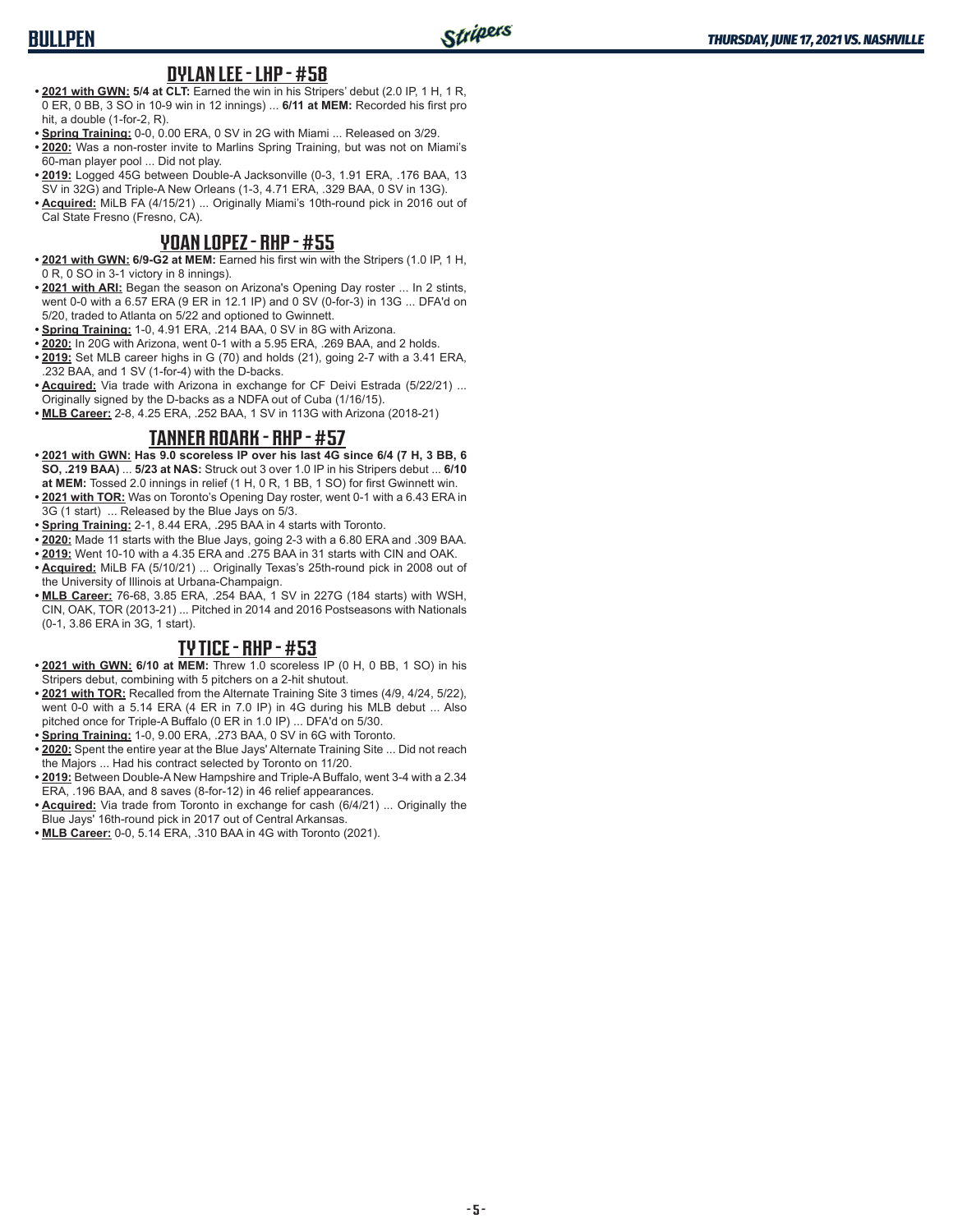## DYLAN LEE - LHP - #58

- **2021 with GWN:** **5/4 at CLT:** Earned the win in his Stripers' debut (2.0 IP, 1 H, 1 R, 0 ER, 0 BB, 3 SO in 10-9 win in 12 innings) ... **6/11 at MEM:** Recorded his first pro hit, a double (1-for-2, R).
- **Spring Training:** 0-0, 0.00 ERA, 0 SV in 2G with Miami ... Released on 3/29.
- **2020:** Was a non-roster invite to Marlins Spring Training, but was not on Miami's 60-man player pool ... Did not play.
- **2019:** Logged 45G between Double-A Jacksonville (0-3, 1.91 ERA, .176 BAA, 13 SV in 32G) and Triple-A New Orleans (1-3, 4.71 ERA, .329 BAA, 0 SV in 13G).
- **Acquired:** MiLB FA (4/15/21) ... Originally Miami's 10th-round pick in 2016 out of Cal State Fresno (Fresno, CA).

## YOAN LOPEZ - RHP - #55

- **2021 with GWN:** **6/9-G2 at MEM:** Earned his first win with the Stripers (1.0 IP, 1 H, 0 R, 0 SO in 3-1 victory in 8 innings).
- **2021 with ARI:** Began the season on Arizona's Opening Day roster ... In 2 stints, went 0-0 with a 6.57 ERA (9 ER in 12.1 IP) and 0 SV (0-for-3) in 13G ... DFA'd on 5/20, traded to Atlanta on 5/22 and optioned to Gwinnett.
- **Spring Training:** 1-0, 4.91 ERA, .214 BAA, 0 SV in 8G with Arizona.
- **2020:** In 20G with Arizona, went 0-1 with a 5.95 ERA, .269 BAA, and 2 holds.
- **2019:** Set MLB career highs in G (70) and holds (21), going 2-7 with a 3.41 ERA, .232 BAA, and 1 SV (1-for-4) with the D-backs.
- **Acquired:** Via trade with Arizona in exchange for CF Deivi Estrada (5/22/21) ... Originally signed by the D-backs as a NDFA out of Cuba (1/16/15).
- **MLB Career:** 2-8, 4.25 ERA, .252 BAA, 1 SV in 113G with Arizona (2018-21)

## TANNER ROARK - RHP - #57

- **2021 with GWN:** **Has 9.0 scoreless IP over his last 4G since 6/4 (7 H, 3 BB, 6 SO, .219 BAA)** ... **5/23 at NAS:** Struck out 3 over 1.0 IP in his Stripers debut ... **6/10 at MEM:** Tossed 2.0 innings in relief (1 H, 0 R, 1 BB, 1 SO) for first Gwinnett win.
- **2021 with TOR:** Was on Toronto's Opening Day roster, went 0-1 with a 6.43 ERA in 3G (1 start) ... Released by the Blue Jays on 5/3.
- **Spring Training:** 2-1, 8.44 ERA, .295 BAA in 4 starts with Toronto.
- **2020:** Made 11 starts with the Blue Jays, going 2-3 with a 6.80 ERA and .309 BAA.
- **2019:** Went 10-10 with a 4.35 ERA and .275 BAA in 31 starts with CIN and OAK.
- **Acquired:** MiLB FA (5/10/21) ... Originally Texas's 25th-round pick in 2008 out of the University of Illinois at Urbana-Champaign.
- **MLB Career:** 76-68, 3.85 ERA, .254 BAA, 1 SV in 227G (184 starts) with WSH, CIN, OAK, TOR (2013-21) ... Pitched in 2014 and 2016 Postseasons with Nationals (0-1, 3.86 ERA in 3G, 1 start).

## TY TICE - RHP - #53

- **2021 with GWN:** **6/10 at MEM:** Threw 1.0 scoreless IP (0 H, 0 BB, 1 SO) in his Stripers debut, combining with 5 pitchers on a 2-hit shutout.
- **2021 with TOR:** Recalled from the Alternate Training Site 3 times (4/9, 4/24, 5/22), went 0-0 with a 5.14 ERA (4 ER in 7.0 IP) in 4G during his MLB debut ... Also pitched once for Triple-A Buffalo (0 ER in 1.0 IP) ... DFA'd on 5/30.
- **Spring Training:** 1-0, 9.00 ERA, .273 BAA, 0 SV in 6G with Toronto.
- **2020:** Spent the entire year at the Blue Jays' Alternate Training Site ... Did not reach the Majors ... Had his contract selected by Toronto on 11/20.
- **2019:** Between Double-A New Hampshire and Triple-A Buffalo, went 3-4 with a 2.34 ERA, .196 BAA, and 8 saves (8-for-12) in 46 relief appearances.
- **Acquired:** Via trade from Toronto in exchange for cash (6/4/21) ... Originally the Blue Jays' 16th-round pick in 2017 out of Central Arkansas.
- **MLB Career:** 0-0, 5.14 ERA, .310 BAA in 4G with Toronto (2021).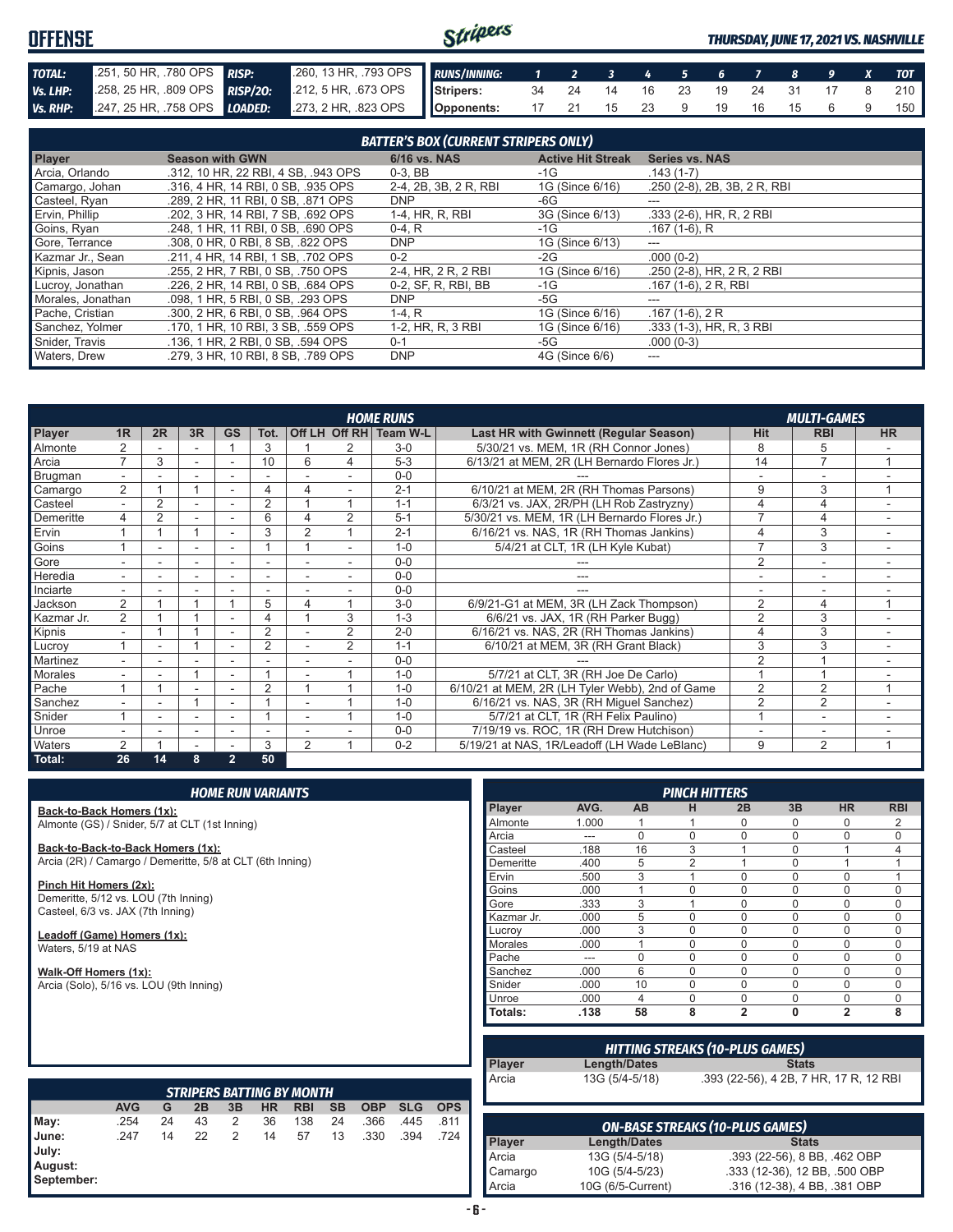# OFFENSE

*THURSDAY, JUNE 17, 2021 VS. NASHVILLE*

| | | | |
|---|---|---|---|
| **TOTAL:** | .251, 50 HR, .780 OPS | **RISP:** | .260, 13 HR, .793 OPS |
| **Vs. LHP:** | .258, 25 HR, .809 OPS | **RISP/2O:** | .212, 5 HR, .673 OPS |
| **Vs. RHP:** | .247, 25 HR, .758 OPS | **LOADED:** | .273, 2 HR, .823 OPS |

| RUNS/INNING: | 1 | 2 | 3 | 4 | 5 | 6 | 7 | 8 | 9 | X | TOT |
|---|---|---|---|---|---|---|---|---|---|---|---|
| Stripers: | 34 | 24 | 14 | 16 | 23 | 19 | 24 | 31 | 17 | 8 | 210 |
| Opponents: | 17 | 21 | 15 | 23 | 9 | 19 | 16 | 15 | 6 | 9 | 150 |

## BATTER'S BOX (CURRENT STRIPERS ONLY)

| Player | Season with GWN | 6/16 vs. NAS | Active Hit Streak | Series vs. NAS |
|---|---|---|---|---|
| Arcia, Orlando | .312, 10 HR, 22 RBI, 4 SB, .943 OPS | 0-3, BB | -1G | .143 (1-7) |
| Camargo, Johan | .316, 4 HR, 14 RBI, 0 SB, .935 OPS | 2-4, 2B, 3B, 2 R, RBI | 1G (Since 6/16) | .250 (2-8), 2B, 3B, 2 R, RBI |
| Casteel, Ryan | .289, 2 HR, 11 RBI, 0 SB, .871 OPS | DNP | -6G | --- |
| Ervin, Phillip | .202, 3 HR, 14 RBI, 7 SB, .692 OPS | 1-4, HR, R, RBI | 3G (Since 6/13) | .333 (2-6), HR, R, 2 RBI |
| Goins, Ryan | .248, 1 HR, 11 RBI, 0 SB, .690 OPS | 0-4, R | -1G | .167 (1-6), R |
| Gore, Terrance | .308, 0 HR, 0 RBI, 8 SB, .822 OPS | DNP | 1G (Since 6/13) | --- |
| Kazmar Jr., Sean | .211, 4 HR, 14 RBI, 1 SB, .702 OPS | 0-2 | -2G | .000 (0-2) |
| Kipnis, Jason | .255, 2 HR, 7 RBI, 0 SB, .750 OPS | 2-4, HR, 2 R, 2 RBI | 1G (Since 6/16) | .250 (2-8), HR, 2 R, 2 RBI |
| Lucroy, Jonathan | .226, 2 HR, 14 RBI, 0 SB, .684 OPS | 0-2, SF, R, RBI, BB | -1G | .167 (1-6), 2 R, RBI |
| Morales, Jonathan | .098, 1 HR, 5 RBI, 0 SB, .293 OPS | DNP | -5G | --- |
| Pache, Cristian | .300, 2 HR, 6 RBI, 0 SB, .964 OPS | 1-4, R | 1G (Since 6/16) | .167 (1-6), 2 R |
| Sanchez, Yolmer | .170, 1 HR, 10 RBI, 3 SB, .559 OPS | 1-2, HR, R, 3 RBI | 1G (Since 6/16) | .333 (1-3), HR, R, 3 RBI |
| Snider, Travis | .136, 1 HR, 2 RBI, 0 SB, .594 OPS | 0-1 | -5G | .000 (0-3) |
| Waters, Drew | .279, 3 HR, 10 RBI, 8 SB, .789 OPS | DNP | 4G (Since 6/6) | --- |

## HOME RUNS / MULTI-GAMES

| Player | 1R | 2R | 3R | GS | Tot. | Off LH | Off RH | Team W-L | Last HR with Gwinnett (Regular Season) | Hit | RBI | HR |
|---|---|---|---|---|---|---|---|---|---|---|---|---|
| Almonte | 2 | - | - | 1 | 3 | 1 | 2 | 3-0 | 5/30/21 vs. MEM, 1R (RH Connor Jones) | 8 | 5 | - |
| Arcia | 7 | 3 | - | - | 10 | 6 | 4 | 5-3 | 6/13/21 at MEM, 2R (LH Bernardo Flores Jr.) | 14 | 7 | 1 |
| Brugman | - | - | - | - | - | - | - | 0-0 | --- | - | - | - |
| Camargo | 2 | 1 | 1 | - | 4 | 4 | - | 2-1 | 6/10/21 at MEM, 2R (RH Thomas Parsons) | 9 | 3 | 1 |
| Casteel | - | 2 | - | - | 2 | 1 | 1 | 1-1 | 6/3/21 vs. JAX, 2R/PH (LH Rob Zastryzny) | 4 | 4 | - |
| Demeritte | 4 | 2 | - | - | 6 | 4 | 2 | 5-1 | 5/30/21 vs. MEM, 1R (LH Bernardo Flores Jr.) | 7 | 4 | - |
| Ervin | 1 | 1 | 1 | - | 3 | 2 | 1 | 2-1 | 6/16/21 vs. NAS, 1R (RH Thomas Jankins) | 4 | 3 | - |
| Goins | 1 | - | - | - | 1 | 1 | - | 1-0 | 5/4/21 at CLT, 1R (LH Kyle Kubat) | 7 | 3 | - |
| Gore | - | - | - | - | - | - | - | 0-0 | --- | 2 | - | - |
| Heredia | - | - | - | - | - | - | - | 0-0 | --- | - | - | - |
| Inciarte | - | - | - | - | - | - | - | 0-0 | --- | - | - | - |
| Jackson | 2 | 1 | 1 | 1 | 5 | 4 | 1 | 3-0 | 6/9/21-G1 at MEM, 3R (LH Zack Thompson) | 2 | 4 | 1 |
| Kazmar Jr. | 2 | 1 | 1 | - | 4 | 1 | 3 | 1-3 | 6/6/21 vs. JAX, 1R (RH Parker Bugg) | 2 | 3 | - |
| Kipnis | - | 1 | 1 | - | 2 | - | 2 | 2-0 | 6/16/21 vs. NAS, 2R (RH Thomas Jankins) | 4 | 3 | - |
| Lucroy | 1 | - | 1 | - | 2 | - | 2 | 1-1 | 6/10/21 at MEM, 3R (RH Grant Black) | 3 | 3 | - |
| Martinez | - | - | - | - | - | - | - | 0-0 | --- | 2 | 1 | - |
| Morales | - | - | 1 | - | 1 | - | 1 | 1-0 | 5/7/21 at CLT, 3R (RH Joe De Carlo) | 1 | 1 | - |
| Pache | 1 | 1 | - | - | 2 | 1 | 1 | 1-0 | 6/10/21 at MEM, 2R (LH Tyler Webb), 2nd of Game | 2 | 2 | 1 |
| Sanchez | - | - | 1 | - | 1 | - | 1 | 1-0 | 6/16/21 vs. NAS, 3R (RH Miguel Sanchez) | 2 | 2 | - |
| Snider | 1 | - | - | - | 1 | - | 1 | 1-0 | 5/7/21 at CLT, 1R (RH Felix Paulino) | 1 | - | - |
| Unroe | - | - | - | - | - | - | - | 0-0 | 7/19/19 vs. ROC, 1R (RH Drew Hutchison) | - | - | - |
| Waters | 2 | 1 | - | - | 3 | 2 | 1 | 0-2 | 5/19/21 at NAS, 1R/Leadoff (LH Wade LeBlanc) | 9 | 2 | 1 |
| **Total:** | **26** | **14** | **8** | **2** | **50** | | | | | | | |

## HOME RUN VARIANTS

**Back-to-Back Homers (1x):**
Almonte (GS) / Snider, 5/7 at CLT (1st Inning)

**Back-to-Back-to-Back Homers (1x):**
Arcia (2R) / Camargo / Demeritte, 5/8 at CLT (6th Inning)

**Pinch Hit Homers (2x):**
Demeritte, 5/12 vs. LOU (7th Inning)
Casteel, 6/3 vs. JAX (7th Inning)

**Leadoff (Game) Homers (1x):**
Waters, 5/19 at NAS

**Walk-Off Homers (1x):**
Arcia (Solo), 5/16 vs. LOU (9th Inning)

## PINCH HITTERS

| Player | AVG. | AB | H | 2B | 3B | HR | RBI |
|---|---|---|---|---|---|---|---|
| Almonte | 1.000 | 1 | 1 | 0 | 0 | 0 | 2 |
| Arcia | --- | 0 | 0 | 0 | 0 | 0 | 0 |
| Casteel | .188 | 16 | 3 | 1 | 0 | 1 | 4 |
| Demeritte | .400 | 5 | 2 | 1 | 0 | 1 | 1 |
| Ervin | .500 | 3 | 1 | 0 | 0 | 0 | 1 |
| Goins | .000 | 1 | 0 | 0 | 0 | 0 | 0 |
| Gore | .333 | 3 | 1 | 0 | 0 | 0 | 0 |
| Kazmar Jr. | .000 | 5 | 0 | 0 | 0 | 0 | 0 |
| Lucroy | .000 | 3 | 0 | 0 | 0 | 0 | 0 |
| Morales | .000 | 1 | 0 | 0 | 0 | 0 | 0 |
| Pache | --- | 0 | 0 | 0 | 0 | 0 | 0 |
| Sanchez | .000 | 6 | 0 | 0 | 0 | 0 | 0 |
| Snider | .000 | 10 | 0 | 0 | 0 | 0 | 0 |
| Unroe | .000 | 4 | 0 | 0 | 0 | 0 | 0 |
| **Totals:** | **.138** | **58** | **8** | **2** | **0** | **2** | **8** |

## HITTING STREAKS (10-PLUS GAMES)

| Player | Length/Dates | Stats |
|---|---|---|
| Arcia | 13G (5/4-5/18) | .393 (22-56), 4 2B, 7 HR, 17 R, 12 RBI |

## STRIPERS BATTING BY MONTH

| | AVG | G | 2B | 3B | HR | RBI | SB | OBP | SLG | OPS |
|---|---|---|---|---|---|---|---|---|---|---|
| May: | .254 | 24 | 43 | 2 | 36 | 138 | 24 | .366 | .445 | .811 |
| June: | .247 | 14 | 22 | 2 | 14 | 57 | 13 | .330 | .394 | .724 |
| July: | | | | | | | | | | |
| August: | | | | | | | | | | |
| September: | | | | | | | | | | |

## ON-BASE STREAKS (10-PLUS GAMES)

| Player | Length/Dates | Stats |
|---|---|---|
| Arcia | 13G (5/4-5/18) | .393 (22-56), 8 BB, .462 OBP |
| Camargo | 10G (5/4-5/23) | .333 (12-36), 12 BB, .500 OBP |
| Arcia | 10G (6/5-Current) | .316 (12-38), 4 BB, .381 OBP |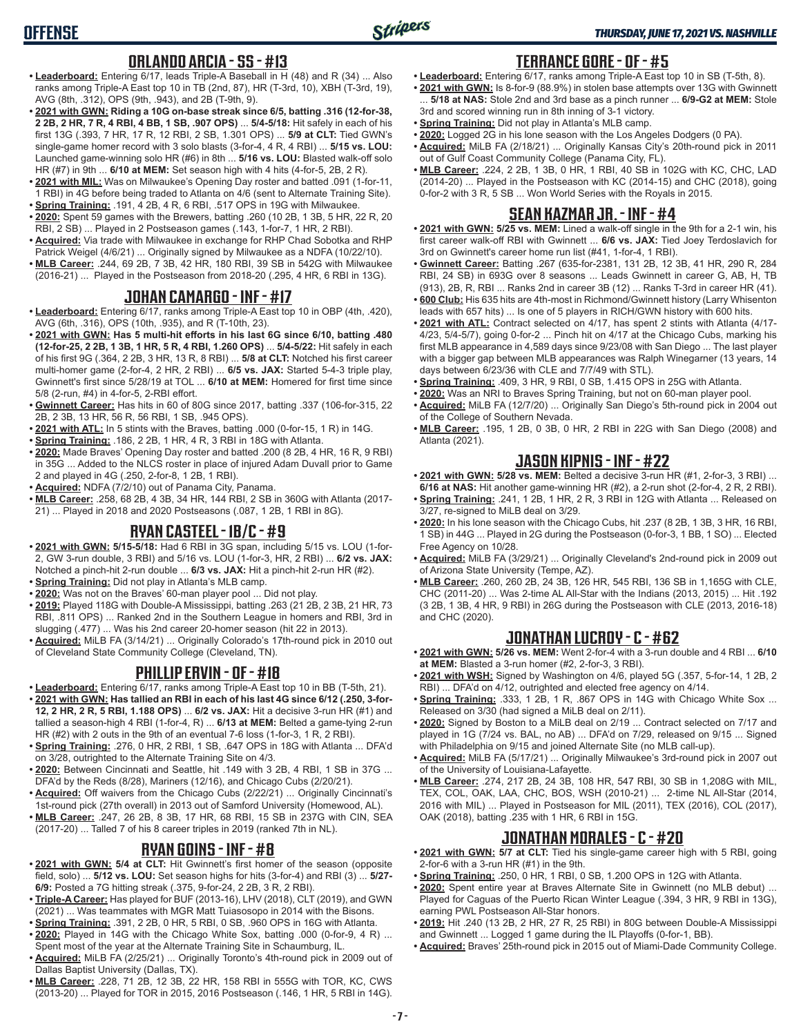## ORLANDO ARCIA - SS - #13

- **Leaderboard:** Entering 6/17, leads Triple-A Baseball in H (48) and R (34) ... Also ranks among Triple-A East top 10 in TB (2nd, 87), HR (T-3rd, 10), XBH (T-3rd, 19), AVG (8th, .312), OPS (9th, .943), and 2B (T-9th, 9).
- **2021 with GWN: Riding a 10G on-base streak since 6/5, batting .316 (12-for-38, 2 2B, 2 HR, 7 R, 4 RBI, 4 BB, 1 SB, .907 OPS)** ... **5/4-5/18:** Hit safely in each of his first 13G (.393, 7 HR, 17 R, 12 RBI, 2 SB, 1.301 OPS) ... **5/9 at CLT:** Tied GWN's single-game homer record with 3 solo blasts (3-for-4, 4 R, 4 RBI) ... **5/15 vs. LOU:** Launched game-winning solo HR (#6) in 8th ... **5/16 vs. LOU:** Blasted walk-off solo HR (#7) in 9th ... **6/10 at MEM:** Set season high with 4 hits (4-for-5, 2B, 2 R).
- **2021 with MIL:** Was on Milwaukee's Opening Day roster and batted .091 (1-for-11, 1 RBI) in 4G before being traded to Atlanta on 4/6 (sent to Alternate Training Site).
- **Spring Training:** .191, 4 2B, 4 R, 6 RBI, .517 OPS in 19G with Milwaukee.
- **2020:** Spent 59 games with the Brewers, batting .260 (10 2B, 1 3B, 5 HR, 22 R, 20 RBI, 2 SB) ... Played in 2 Postseason games (.143, 1-for-7, 1 HR, 2 RBI).
- **Acquired:** Via trade with Milwaukee in exchange for RHP Chad Sobotka and RHP Patrick Weigel (4/6/21) ... Originally signed by Milwaukee as a NDFA (10/22/10).
- **MLB Career:** .244, 69 2B, 7 3B, 42 HR, 180 RBI, 39 SB in 542G with Milwaukee (2016-21) ... Played in the Postseason from 2018-20 (.295, 4 HR, 6 RBI in 13G).

## JOHAN CAMARGO - INF - #17

- **Leaderboard:** Entering 6/17, ranks among Triple-A East top 10 in OBP (4th, .420), AVG (6th, .316), OPS (10th, .935), and R (T-10th, 23).
- **2021 with GWN: Has 5 multi-hit efforts in his last 6G since 6/10, batting .480 (12-for-25, 2 2B, 1 3B, 1 HR, 5 R, 4 RBI, 1.260 OPS)** ... **5/4-5/22:** Hit safely in each of his first 9G (.364, 2 2B, 3 HR, 13 R, 8 RBI) ... **5/8 at CLT:** Notched his first career multi-homer game (2-for-4, 2 HR, 2 RBI) ... **6/5 vs. JAX:** Started 5-4-3 triple play, Gwinnett's first since 5/28/19 at TOL ... **6/10 at MEM:** Homered for first time since 5/8 (2-run, #4) in 4-for-5, 2-RBI effort.
- **Gwinnett Career:** Has hits in 60 of 80G since 2017, batting .337 (106-for-315, 22 2B, 2 3B, 13 HR, 56 R, 56 RBI, 1 SB, .945 OPS).
- **2021 with ATL:** In 5 stints with the Braves, batting .000 (0-for-15, 1 R) in 14G.
- **Spring Training:** .186, 2 2B, 1 HR, 4 R, 3 RBI in 18G with Atlanta.
- **2020:** Made Braves' Opening Day roster and batted .200 (8 2B, 4 HR, 16 R, 9 RBI) in 35G ... Added to the NLCS roster in place of injured Adam Duvall prior to Game 2 and played in 4G (.250, 2-for-8, 1 2B, 1 RBI).
- **Acquired:** NDFA (7/2/10) out of Panama City, Panama.
- **MLB Career:** .258, 68 2B, 4 3B, 34 HR, 144 RBI, 2 SB in 360G with Atlanta (2017-21) ... Played in 2018 and 2020 Postseasons (.087, 1 2B, 1 RBI in 8G).

## RYAN CASTEEL - 1B/C - #9

- **2021 with GWN: 5/15-5/18:** Had 6 RBI in 3G span, including 5/15 vs. LOU (1-for-2, GW 3-run double, 3 RBI) and 5/16 vs. LOU (1-for-3, HR, 2 RBI) ... **6/2 vs. JAX:** Notched a pinch-hit 2-run double ... **6/3 vs. JAX:** Hit a pinch-hit 2-run HR (#2).
- **Spring Training:** Did not play in Atlanta's MLB camp.
- **2020:** Was not on the Braves' 60-man player pool ... Did not play.
- **2019:** Played 118G with Double-A Mississippi, batting .263 (21 2B, 2 3B, 21 HR, 73 RBI, .811 OPS) ... Ranked 2nd in the Southern League in homers and RBI, 3rd in slugging (.477) ... Was his 2nd career 20-homer season (hit 22 in 2013).
- **Acquired:** MiLB FA (3/14/21) ... Originally Colorado's 17th-round pick in 2010 out of Cleveland State Community College (Cleveland, TN).

## PHILLIP ERVIN - OF - #18

- **Leaderboard:** Entering 6/17, ranks among Triple-A East top 10 in BB (T-5th, 21).
- **2021 with GWN: Has tallied an RBI in each of his last 4G since 6/12 (.250, 3-for-12, 2 HR, 2 R, 5 RBI, 1.188 OPS)** ... **6/2 vs. JAX:** Hit a decisive 3-run HR (#1) and tallied a season-high 4 RBI (1-for-4, R) ... **6/13 at MEM:** Belted a game-tying 2-run HR (#2) with 2 outs in the 9th of an eventual 7-6 loss (1-for-3, 1 R, 2 RBI).
- **Spring Training:** .276, 0 HR, 2 RBI, 1 SB, .647 OPS in 18G with Atlanta ... DFA'd on 3/28, outrighted to the Alternate Training Site on 4/3.
- **2020:** Between Cincinnati and Seattle, hit .149 with 3 2B, 4 RBI, 1 SB in 37G ... DFA'd by the Reds (8/28), Mariners (12/16), and Chicago Cubs (2/20/21).
- **Acquired:** Off waivers from the Chicago Cubs (2/22/21) ... Originally Cincinnati's 1st-round pick (27th overall) in 2013 out of Samford University (Homewood, AL).
- **MLB Career:** .247, 26 2B, 8 3B, 17 HR, 68 RBI, 15 SB in 237G with CIN, SEA (2017-20) ... Talled 7 of his 8 career triples in 2019 (ranked 7th in NL).

## RYAN GOINS - INF - #8

- **2021 with GWN: 5/4 at CLT:** Hit Gwinnett's first homer of the season (opposite field, solo) ... **5/12 vs. LOU:** Set season highs for hits (3-for-4) and RBI (3) ... **5/27-6/9:** Posted a 7G hitting streak (.375, 9-for-24, 2 2B, 3 R, 2 RBI).
- **Triple-A Career:** Has played for BUF (2013-16), LHV (2018), CLT (2019), and GWN (2021) ... Was teammates with MGR Matt Tuiasosopo in 2014 with the Bisons.
- **Spring Training:** .391, 2 2B, 0 HR, 5 RBI, 0 SB, .960 OPS in 16G with Atlanta.
- **2020:** Played in 14G with the Chicago White Sox, batting .000 (0-for-9, 4 R) ... Spent most of the year at the Alternate Training Site in Schaumburg, IL.
- **Acquired:** MiLB FA (2/25/21) ... Originally Toronto's 4th-round pick in 2009 out of Dallas Baptist University (Dallas, TX).
- **MLB Career:** .228, 71 2B, 12 3B, 22 HR, 158 RBI in 555G with TOR, KC, CWS (2013-20) ... Played for TOR in 2015, 2016 Postseason (.146, 1 HR, 5 RBI in 14G).

## TERRANCE GORE - OF - #5

- **Leaderboard:** Entering 6/17, ranks among Triple-A East top 10 in SB (T-5th, 8).
- **2021 with GWN:** Is 8-for-9 (88.9%) in stolen base attempts over 13G with Gwinnett ... **5/18 at NAS:** Stole 2nd and 3rd base as a pinch runner ... **6/9-G2 at MEM:** Stole 3rd and scored winning run in 8th inning of 3-1 victory.
- **Spring Training:** Did not play in Atlanta's MLB camp.
- **2020:** Logged 2G in his lone season with the Los Angeles Dodgers (0 PA).
- **Acquired:** MiLB FA (2/18/21) ... Originally Kansas City's 20th-round pick in 2011 out of Gulf Coast Community College (Panama City, FL).
- **MLB Career:** .224, 2 2B, 1 3B, 0 HR, 1 RBI, 40 SB in 102G with KC, CHC, LAD (2014-20) ... Played in the Postseason with KC (2014-15) and CHC (2018), going 0-for-2 with 3 R, 5 SB ... Won World Series with the Royals in 2015.

## SEAN KAZMAR JR. - INF - #4

- **2021 with GWN: 5/25 vs. MEM:** Lined a walk-off single in the 9th for a 2-1 win, his first career walk-off RBI with Gwinnett ... **6/6 vs. JAX:** Tied Joey Terdoslavich for 3rd on Gwinnett's career home run list (#41, 1-for-4, 1 RBI).
- **Gwinnett Career:** Batting .267 (635-for-2381, 131 2B, 12 3B, 41 HR, 290 R, 284 RBI, 24 SB) in 693G over 8 seasons ... Leads Gwinnett in career G, AB, H, TB (913), 2B, R, RBI ... Ranks 2nd in career 3B (12) ... Ranks T-3rd in career HR (41).
- **600 Club:** His 635 hits are 4th-most in Richmond/Gwinnett history (Larry Whisenton leads with 657 hits) ... Is one of 5 players in RICH/GWN history with 600 hits.
- **2021 with ATL:** Contract selected on 4/17, has spent 2 stints with Atlanta (4/17-4/23, 5/4-5/7), going 0-for-2 ... Pinch hit on 4/17 at the Chicago Cubs, marking his first MLB appearance in 4,589 days since 9/23/08 with San Diego ... The last player with a bigger gap between MLB appearances was Ralph Winegarner (13 years, 14 days between 6/23/36 with CLE and 7/7/49 with STL).
- **Spring Training:** .409, 3 HR, 9 RBI, 0 SB, 1.415 OPS in 25G with Atlanta.
- **2020:** Was an NRI to Braves Spring Training, but not on 60-man player pool.
- **Acquired:** MiLB FA (12/7/20) ... Originally San Diego's 5th-round pick in 2004 out of the College of Southern Nevada.
- **MLB Career:** .195, 1 2B, 0 3B, 0 HR, 2 RBI in 22G with San Diego (2008) and Atlanta (2021).

## JASON KIPNIS - INF - #22

- **2021 with GWN: 5/28 vs. MEM:** Belted a decisive 3-run HR (#1, 2-for-3, 3 RBI) ... **6/16 at NAS:** Hit another game-winning HR (#2), a 2-run shot (2-for-4, 2 R, 2 RBI).
- **Spring Training:** .241, 1 2B, 1 HR, 2 R, 3 RBI in 12G with Atlanta ... Released on 3/27, re-signed to MiLB deal on 3/29.
- **2020:** In his lone season with the Chicago Cubs, hit .237 (8 2B, 1 3B, 3 HR, 16 RBI, 1 SB) in 44G ... Played in 2G during the Postseason (0-for-3, 1 BB, 1 SO) ... Elected Free Agency on 10/28.
- **Acquired:** MiLB FA (3/29/21) ... Originally Cleveland's 2nd-round pick in 2009 out of Arizona State University (Tempe, AZ).
- **MLB Career:** .260, 260 2B, 24 3B, 126 HR, 545 RBI, 136 SB in 1,165G with CLE, CHC (2011-20) ... Was 2-time AL All-Star with the Indians (2013, 2015) ... Hit .192 (3 2B, 1 3B, 4 HR, 9 RBI) in 26G during the Postseason with CLE (2013, 2016-18) and CHC (2020).

## JONATHAN LUCROY - C - #62

- **2021 with GWN: 5/26 vs. MEM:** Went 2-for-4 with a 3-run double and 4 RBI ... **6/10 at MEM:** Blasted a 3-run homer (#2, 2-for-3, 3 RBI).
- **2021 with WSH:** Signed by Washington on 4/6, played 5G (.357, 5-for-14, 1 2B, 2 RBI) ... DFA'd on 4/12, outrighted and elected free agency on 4/14.
- **Spring Training:** .333, 1 2B, 1 R, .867 OPS in 14G with Chicago White Sox ... Released on 3/30 (had signed a MiLB deal on 2/11).
- **2020:** Signed by Boston to a MiLB deal on 2/19 ... Contract selected on 7/17 and played in 1G (7/24 vs. BAL, no AB) ... DFA'd on 7/29, released on 9/15 ... Signed with Philadelphia on 9/15 and joined Alternate Site (no MLB call-up).
- **Acquired:** MiLB FA (5/17/21) ... Originally Milwaukee's 3rd-round pick in 2007 out of the University of Louisiana-Lafayette.
- **MLB Career:** .274, 217 2B, 24 3B, 108 HR, 547 RBI, 30 SB in 1,208G with MIL, TEX, COL, OAK, LAA, CHC, BOS, WSH (2010-21) ... 2-time NL All-Star (2014, 2016 with MIL) ... Played in Postseason for MIL (2011), TEX (2016), COL (2017), OAK (2018), batting .235 with 1 HR, 6 RBI in 15G.

## JONATHAN MORALES - C - #20

- **2021 with GWN: 5/7 at CLT:** Tied his single-game career high with 5 RBI, going 2-for-6 with a 3-run HR (#1) in the 9th.
- **Spring Training:** .250, 0 HR, 1 RBI, 0 SB, 1.200 OPS in 12G with Atlanta.
- **2020:** Spent entire year at Braves Alternate Site in Gwinnett (no MLB debut) ... Played for Caguas of the Puerto Rican Winter League (.394, 3 HR, 9 RBI in 13G), earning PWL Postseason All-Star honors.
- **2019:** Hit .240 (13 2B, 2 HR, 27 R, 25 RBI) in 80G between Double-A Mississippi and Gwinnett ... Logged 1 game during the IL Playoffs (0-for-1, BB).
- **Acquired:** Braves' 25th-round pick in 2015 out of Miami-Dade Community College.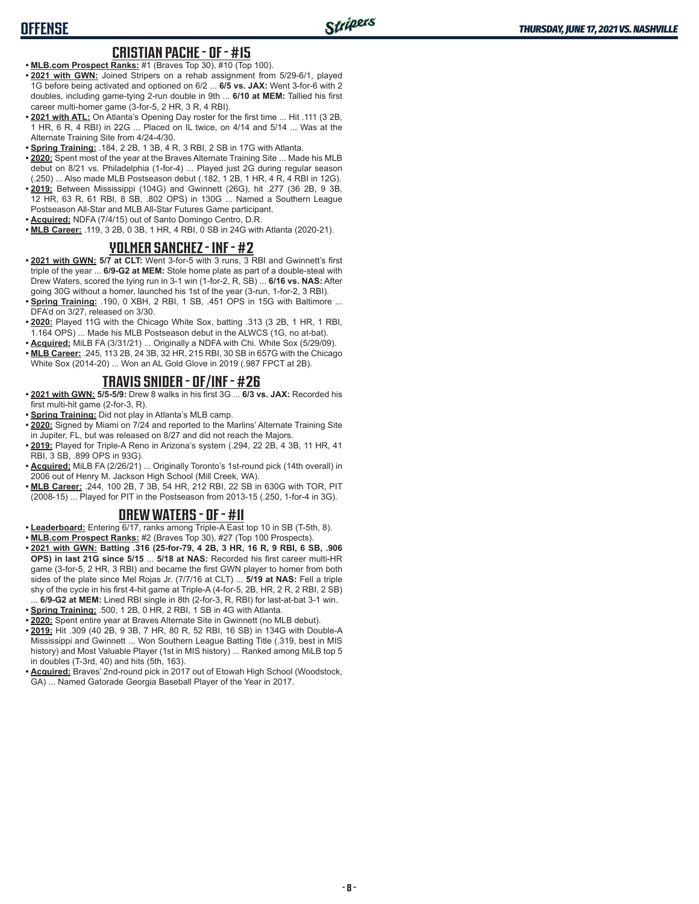## CRISTIAN PACHE - OF - #15

- **MLB.com Prospect Ranks:** #1 (Braves Top 30), #10 (Top 100).
- **2021 with GWN:** Joined Stripers on a rehab assignment from 5/29-6/1, played 1G before being activated and optioned on 6/2 ... **6/5 vs. JAX:** Went 3-for-6 with 2 doubles, including game-tying 2-run double in 9th ... **6/10 at MEM:** Tallied his first career multi-homer game (3-for-5, 2 HR, 3 R, 4 RBI).
- **2021 with ATL:** On Atlanta's Opening Day roster for the first time ... Hit .111 (3 2B, 1 HR, 6 R, 4 RBI) in 22G ... Placed on IL twice, on 4/14 and 5/14 ... Was at the Alternate Training Site from 4/24-4/30.
- **Spring Training:** .184, 2 2B, 1 3B, 4 R, 3 RBI, 2 SB in 17G with Atlanta.
- **2020:** Spent most of the year at the Braves Alternate Training Site ... Made his MLB debut on 8/21 vs. Philadelphia (1-for-4) ... Played just 2G during regular season (.250) ... Also made MLB Postseason debut (.182, 1 2B, 1 HR, 4 R, 4 RBI in 12G).
- **2019:** Between Mississippi (104G) and Gwinnett (26G), hit .277 (36 2B, 9 3B, 12 HR, 63 R, 61 RBI, 8 SB, .802 OPS) in 130G ... Named a Southern League Postseason All-Star and MLB All-Star Futures Game participant.
- **Acquired:** NDFA (7/4/15) out of Santo Domingo Centro, D.R.
- **MLB Career:** .119, 3 2B, 0 3B, 1 HR, 4 RBI, 0 SB in 24G with Atlanta (2020-21).

## YOLMER SANCHEZ - INF - #2

- **2021 with GWN:** **5/7 at CLT:** Went 3-for-5 with 3 runs, 3 RBI and Gwinnett's first triple of the year ... **6/9-G2 at MEM:** Stole home plate as part of a double-steal with Drew Waters, scored the tying run in 3-1 win (1-for-2, R, SB) ... **6/16 vs. NAS:** After going 30G without a homer, launched his 1st of the year (3-run, 1-for-2, 3 RBI).
- **Spring Training:** .190, 0 XBH, 2 RBI, 1 SB, .451 OPS in 15G with Baltimore ... DFA'd on 3/27, released on 3/30.
- **2020:** Played 11G with the Chicago White Sox, batting .313 (3 2B, 1 HR, 1 RBI, 1.164 OPS) ... Made his MLB Postseason debut in the ALWCS (1G, no at-bat).
- **Acquired:** MiLB FA (3/31/21) ... Originally a NDFA with Chi. White Sox (5/29/09).
- **MLB Career:** .245, 113 2B, 24 3B, 32 HR, 215 RBI, 30 SB in 657G with the Chicago White Sox (2014-20) ... Won an AL Gold Glove in 2019 (.987 FPCT at 2B).

## TRAVIS SNIDER - OF/INF - #26

- **2021 with GWN:** **5/5-5/9:** Drew 8 walks in his first 3G ... **6/3 vs. JAX:** Recorded his first multi-hit game (2-for-3, R).
- **Spring Training:** Did not play in Atlanta's MLB camp.
- **2020:** Signed by Miami on 7/24 and reported to the Marlins' Alternate Training Site in Jupiter, FL, but was released on 8/27 and did not reach the Majors.
- **2019:** Played for Triple-A Reno in Arizona's system (.294, 22 2B, 4 3B, 11 HR, 41 RBI, 3 SB, .899 OPS in 93G).
- **Acquired:** MiLB FA (2/26/21) ... Originally Toronto's 1st-round pick (14th overall) in 2006 out of Henry M. Jackson High School (Mill Creek, WA).
- **MLB Career:** .244, 100 2B, 7 3B, 54 HR, 212 RBI, 22 SB in 630G with TOR, PIT (2008-15) ... Played for PIT in the Postseason from 2013-15 (.250, 1-for-4 in 3G).

## DREW WATERS - OF - #11

- **Leaderboard:** Entering 6/17, ranks among Triple-A East top 10 in SB (T-5th, 8).
- **MLB.com Prospect Ranks:** #2 (Braves Top 30), #27 (Top 100 Prospects).
- **2021 with GWN:** **Batting .316 (25-for-79, 4 2B, 3 HR, 16 R, 9 RBI, 6 SB, .906 OPS) in last 21G since 5/15** ... **5/18 at NAS:** Recorded his first career multi-HR game (3-for-5, 2 HR, 3 RBI) and became the first GWN player to homer from both sides of the plate since Mel Rojas Jr. (7/7/16 at CLT) ... **5/19 at NAS:** Fell a triple shy of the cycle in his first 4-hit game at Triple-A (4-for-5, 2B, HR, 2 R, 2 RBI, 2 SB) ... **6/9-G2 at MEM:** Lined RBI single in 8th (2-for-3, R, RBI) for last-at-bat 3-1 win.
- **Spring Training:** .500, 1 2B, 0 HR, 2 RBI, 1 SB in 4G with Atlanta.
- **2020:** Spent entire year at Braves Alternate Site in Gwinnett (no MLB debut).
- **2019:** Hit .309 (40 2B, 9 3B, 7 HR, 80 R, 52 RBI, 16 SB) in 134G with Double-A Mississippi and Gwinnett ... Won Southern League Batting Title (.319, best in MIS history) and Most Valuable Player (1st in MIS history) ... Ranked among MiLB top 5 in doubles (T-3rd, 40) and hits (5th, 163).
- **Acquired:** Braves' 2nd-round pick in 2017 out of Etowah High School (Woodstock, GA) ... Named Gatorade Georgia Baseball Player of the Year in 2017.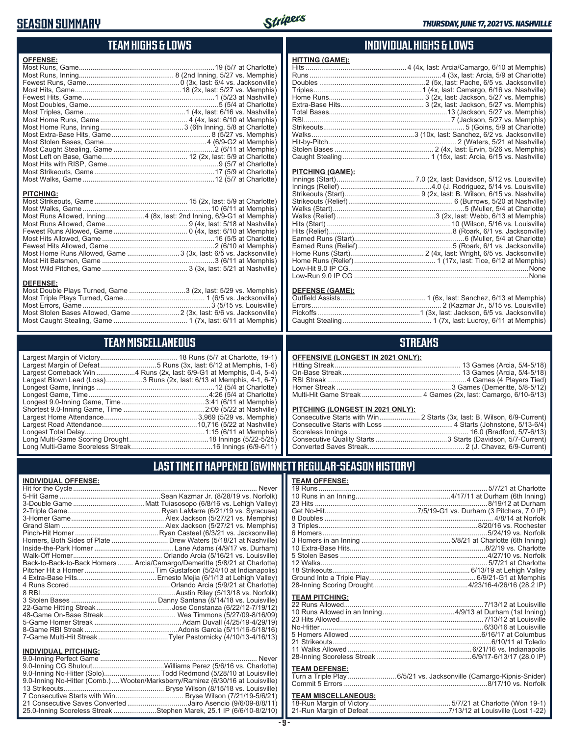# SEASON SUMMARY

## TEAM HIGHS & LOWS

**OFFENSE:**

- Most Runs, Game....19 (5/7 at Charlotte)
- Most Runs, Inning....8 (2nd Inning, 5/27 vs. Memphis)
- Fewest Runs, Game....0 (3x, last: 6/4 vs. Jacksonville)
- Most Hits, Game....18 (2x, last: 5/27 vs. Memphis)
- Fewest Hits, Game....1 (5/23 at Nashville)
- Most Doubles, Game....5 (5/4 at Charlotte)
- Most Triples, Game....1 (4x, last: 6/16 vs. Nashville)
- Most Home Runs, Game....4 (4x, last: 6/10 at Memphis)
- Most Home Runs, Inning....3 (6th Inning, 5/8 at Charlotte)
- Most Extra-Base Hits, Game....8 (5/27 vs. Memphis)
- Most Stolen Bases, Game....4 (6/9-G2 at Memphis)
- Most Caught Stealing, Game....2 (6/11 at Memphis)
- Most Left on Base, Game....12 (2x, last: 5/9 at Charlotte)
- Most Hits with RISP, Game....9 (5/7 at Charlotte)
- Most Strikeouts, Game....17 (5/9 at Charlotte)
- Most Walks, Game....12 (5/7 at Charlotte)

**PITCHING:**

- Most Strikeouts, Game....15 (2x, last: 5/9 at Charlotte)
- Most Walks, Game....10 (6/11 at Memphis)
- Most Runs Allowed, Inning....4 (8x, last: 2nd Inning, 6/9-G1 at Memphis)
- Most Runs Allowed, Game....9 (4x, last: 5/18 at Nashville)
- Fewest Runs Allowed, Game....0 (4x, last: 6/10 at Memphis)
- Most Hits Allowed, Game....16 (5/5 at Charlotte)
- Fewest Hits Allowed, Game....2 (6/10 at Memphis)
- Most Home Runs Allowed, Game....3 (3x, last: 6/5 vs. Jacksonville)
- Most Hit Batsmen, Game....3 (6/11 at Memphis)
- Most Wild Pitches, Game....3 (3x, last: 5/21 at Nashville)

**DEFENSE:**

- Most Double Plays Turned, Game....3 (2x, last: 5/29 vs. Memphis)
- Most Triple Plays Turned, Game....1 (6/5 vs. Jacksonville)
- Most Errors, Game....3 (5/15 vs. Louisville)
- Most Stolen Bases Allowed, Game....2 (3x, last: 6/6 vs. Jacksonville)
- Most Caught Stealing, Game....1 (7x, last: 6/11 at Memphis)

## INDIVIDUAL HIGHS & LOWS

**HITTING (GAME):**

- Hits....4 (4x, last: Arcia/Camargo, 6/10 at Memphis)
- Runs....4 (3x, last: Arcia, 5/9 at Charlotte)
- Doubles....2 (5x, last: Pache, 6/5 vs. Jacksonville)
- Triples....1 (4x, last: Camargo, 6/16 vs. Nashville)
- Home Runs....3 (2x, last: Jackson, 5/27 vs. Memphis)
- Extra-Base Hits....3 (2x, last: Jackson, 5/27 vs. Memphis)
- Total Bases....13 (Jackson, 5/27 vs. Memphis)
- RBI....7 (Jackson, 5/27 vs. Memphis)
- Strikeouts....5 (Goins, 5/9 at Charlotte)
- Walks....3 (10x, last: Sanchez, 6/2 vs. Jacksonville)
- Hit-by-Pitch....2 (Waters, 5/21 at Nashville)
- Stolen Bases....2 (4x, last: Ervin, 5/26 vs. Memphis)
- Caught Stealing....1 (15x, last: Arcia, 6/15 vs. Nashville)

**PITCHING (GAME):**

- Innings (Start)....7.0 (2x, last: Davidson, 5/12 vs. Louisville)
- Innings (Relief)....4.0 (J. Rodriguez, 5/14 vs. Louisville)
- Strikeouts (Start)....9 (2x, last: B. Wilson, 6/15 vs. Nashville)
- Strikeouts (Relief)....6 (Burrows, 5/20 at Nashville)
- Walks (Start)....5 (Muller, 5/4 at Charlotte)
- Walks (Relief)....3 (2x, last: Webb, 6/13 at Memphis)
- Hits (Start)....10 (Wilson, 5/16 vs. Louisville)
- Hits (Relief)....8 (Roark, 6/1 vs. Jacksonville)
- Earned Runs (Start)....6 (Muller, 5/4 at Charlotte)
- Earned Runs (Relief)....5 (Roark, 6/1 vs. Jacksonville)
- Home Runs (Start)....2 (4x, last: Wright, 6/5 vs. Jacksonville)
- Home Runs (Relief)....1 (17x, last: Tice, 6/12 at Memphis)
- Low-Hit 9.0 IP CG....None
- Low-Run 9.0 IP CG....None

**DEFENSE (GAME):**

- Outfield Assists....1 (6x, last: Sanchez, 6/13 at Memphis)
- Errors....2 (Kazmar Jr., 5/15 vs. Louisville)
- Pickoffs....1 (3x, last: Jackson, 6/5 vs. Jacksonville)
- Caught Stealing....1 (7x, last: Lucroy, 6/11 at Memphis)

## TEAM MISCELLANEOUS

- Largest Margin of Victory....18 Runs (5/7 at Charlotte, 19-1)
- Largest Margin of Defeat....5 Runs (3x, last: 6/12 at Memphis, 1-6)
- Largest Comeback Win....4 Runs (2x, last: 6/9-G1 at Memphis, 0-4, 5-4)
- Largest Blown Lead (Loss)....3 Runs (2x, last: 6/13 at Memphis, 4-1, 6-7)
- Longest Game, Innings....12 (5/4 at Charlotte)
- Longest Game, Time....4:26 (5/4 at Charlotte)
- Longest 9.0-Inning Game, Time....3:41 (6/11 at Memphis)
- Shortest 9.0-Inning Game, Time....2:09 (5/22 at Nashville)
- Largest Home Attendance....3,969 (5/29 vs. Memphis)
- Largest Road Attendance....10,716 (5/22 at Nashville)
- Longest Total Delay....1:15 (6/11 at Memphis)
- Long Multi-Game Scoring Drought....18 Innings (5/22-5/25)
- Long Multi-Game Scoreless Streak....16 Innings (6/9-6/11)

## STREAKS

**OFFENSIVE (LONGEST IN 2021 ONLY):**

- Hitting Streak....13 Games (Arcia, 5/4-5/18)
- On-Base Streak....13 Games (Arcia, 5/4-5/18)
- RBI Streak....4 Games (4 Players Tied)
- Homer Streak....3 Games (Demeritte, 5/8-5/12)
- Multi-Hit Game Streak....4 Games (2x, last: Camargo, 6/10-6/13)

**PITCHING (LONGEST IN 2021 ONLY):**

- Consecutive Starts with Win....2 Starts (3x, last: B. Wilson, 6/9-Current)
- Consecutive Starts with Loss....4 Starts (Johnstone, 5/13-6/4)
- Scoreless Innings....16.0 (Bradford, 5/7-6/13)
- Consecutive Quality Starts....3 Starts (Davidson, 5/7-Current)
- Converted Saves Streak....2 (J. Chavez, 6/9-Current)

## LAST TIME IT HAPPENED (GWINNETT REGULAR-SEASON HISTORY)

**INDIVIDUAL OFFENSE:**

- Hit for the Cycle....Never
- 5-Hit Game....Sean Kazmar Jr. (8/28/19 vs. Norfolk)
- 3-Double Game....Matt Tuiasosopo (6/8/16 vs. Lehigh Valley)
- 2-Triple Game....Ryan LaMarre (6/21/19 vs. Syracuse)
- 3-Homer Game....Alex Jackson (5/27/21 vs. Memphis)
- Grand Slam....Alex Jackson (5/27/21 vs. Memphis)
- Pinch-Hit Homer....Ryan Casteel (6/3/21 vs. Jacksonville)
- Homers, Both Sides of Plate....Drew Waters (5/18/21 at Nashville)
- Inside-the-Park Homer....Lane Adams (4/9/17 vs. Durham)
- Walk-Off Homer....Orlando Arcia (5/16/21 vs. Louisville)
- Back-to-Back-to-Back Homers....Arcia/Camargo/Demeritte (5/8/21 at Charlotte)
- Pitcher Hit a Homer....Tim Gustafson (5/24/10 at Indianapolis)
- 4 Extra-Base Hits....Ernesto Mejia (6/1/13 at Lehigh Valley)
- 4 Runs Scored....Orlando Arcia (5/9/21 at Charlotte)
- 8 RBI....Austin Riley (5/13/18 vs. Norfolk)
- 3 Stolen Bases....Danny Santana (8/14/18 vs. Louisville)
- 22-Game Hitting Streak....Jose Constanza (6/22/12-7/19/12)
- 48-Game On-Base Streak....Wes Timmons (5/27/09-8/16/09)
- 5-Game Homer Streak....Adam Duvall (4/25/19-4/29/19)
- 8-Game RBI Streak....Adonis Garcia (5/11/16-5/18/16)
- 7-Game Multi-Hit Streak....Tyler Pastornicky (4/10/13-4/16/13)

**INDIVIDUAL PITCHING:**

- 9.0-Inning Perfect Game....Never
- 9.0-Inning CG Shutout....Williams Perez (5/6/16 vs. Charlotte)
- 9.0-Inning No-Hitter (Solo)....Todd Redmond (5/28/10 at Louisville)
- 9.0-Inning No-Hitter (Comb.)....Wooten/Marksberry/Ramirez (6/30/16 at Louisville)
- 13 Strikeouts....Bryse Wilson (8/15/18 vs. Louisville)
- 7 Consecutive Starts with Win....Bryse Wilson (7/21/19-5/6/21)
- 21 Consecutive Saves Converted....Jairo Asencio (9/6/09-8/8/11)
- 25.0-Inning Scoreless Streak....Stephen Marek, 25.1 IP (6/6/10-8/2/10)

**TEAM OFFENSE:**

- 19 Runs....5/7/21 at Charlotte
- 10 Runs in an Inning....4/17/11 at Durham (6th Inning)
- 23 Hits....8/19/12 at Durham
- Get No-Hit....7/5/19-G1 vs. Durham (3 Pitchers, 7.0 IP)
- 8 Doubles....4/8/14 at Norfolk
- 3 Triples....8/20/16 vs. Rochester
- 6 Homers....5/24/19 vs. Norfolk
- 3 Homers in an Inning....5/8/21 at Charlotte (6th Inning)
- 10 Extra-Base Hits....8/2/19 vs. Charlotte
- 5 Stolen Bases....4/27/10 vs. Norfolk
- 12 Walks....5/7/21 at Charlotte
- 18 Strikeouts....6/13/19 at Lehigh Valley
- Ground Into a Triple Play....6/9/21-G1 at Memphis
- 28-Inning Scoring Drought....4/23/16-4/26/16 (28.2 IP)

**TEAM PITCHING:**

- 22 Runs Allowed....7/13/12 at Louisville
- 10 Runs Allowed in an Inning....4/9/13 at Durham (1st Inning)
- 23 Hits Allowed....7/13/12 at Louisville
- No-Hitter....6/30/16 at Louisville
- 5 Homers Allowed....6/16/17 at Columbus
- 21 Strikeouts....6/10/11 at Toledo
- 11 Walks Allowed....6/21/16 vs. Indianapolis
- 28-Inning Scoreless Streak....6/9/17-6/13/17 (28.0 IP)

**TEAM DEFENSE:**

- Turn a Triple Play....6/5/21 vs. Jacksonville (Camargo-Kipnis-Snider)
- Commit 5 Errors....8/17/10 vs. Norfolk

**TEAM MISCELLANEOUS:**

- 18-Run Margin of Victory....5/7/21 at Charlotte (Won 19-1)
- 21-Run Margin of Defeat....7/13/12 at Louisville (Lost 1-22)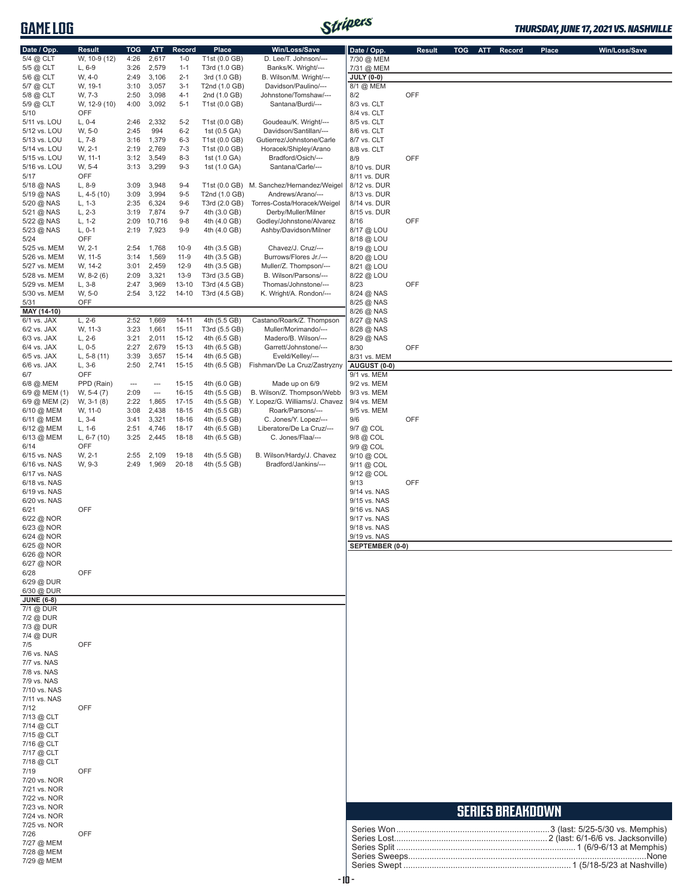# GAME LOG

THURSDAY, JUNE 17, 2021 VS. NASHVILLE

| Date / Opp. | Result | TOG | ATT | Record | Place | Win/Loss/Save |
|---|---|---|---|---|---|---|
| 5/4 @ CLT | W, 10-9 (12) | 4:26 | 2,617 | 1-0 | T1st (0.0 GB) | D. Lee/T. Johnson/--- |
| 5/5 @ CLT | L, 6-9 | 3:26 | 2,579 | 1-1 | T3rd (1.0 GB) | Banks/K. Wright/--- |
| 5/6 @ CLT | W, 4-0 | 2:49 | 3,106 | 2-1 | 3rd (1.0 GB) | B. Wilson/M. Wright/--- |
| 5/7 @ CLT | W, 19-1 | 3:10 | 3,057 | 3-1 | T2nd (1.0 GB) | Davidson/Paulino/--- |
| 5/8 @ CLT | W, 7-3 | 2:50 | 3,098 | 4-1 | 2nd (1.0 GB) | Johnstone/Tomshaw/--- |
| 5/9 @ CLT | W, 12-9 (10) | 4:00 | 3,092 | 5-1 | T1st (0.0 GB) | Santana/Burdi/--- |
| 5/10 | OFF | | | | | |
| 5/11 vs. LOU | L, 0-4 | 2:46 | 2,332 | 5-2 | T1st (0.0 GB) | Goudeau/K. Wright/--- |
| 5/12 vs. LOU | W, 5-0 | 2:45 | 994 | 6-2 | 1st (0.5 GA) | Davidson/Santillan/--- |
| 5/13 vs. LOU | L, 7-8 | 3:16 | 1,379 | 6-3 | T1st (0.0 GB) | Gutierrez/Johnstone/Carle |
| 5/14 vs. LOU | W, 2-1 | 2:19 | 2,769 | 7-3 | T1st (0.0 GB) | Horacek/Shipley/Arano |
| 5/15 vs. LOU | W, 11-1 | 3:12 | 3,549 | 8-3 | 1st (1.0 GA) | Bradford/Osich/--- |
| 5/16 vs. LOU | W, 5-4 | 3:13 | 3,299 | 9-3 | 1st (1.0 GA) | Santana/Carle/--- |
| 5/17 | OFF | | | | | |
| 5/18 @ NAS | L, 8-9 | 3:09 | 3,948 | 9-4 | T1st (0.0 GB) | M. Sanchez/Hernandez/Weigel |
| 5/19 @ NAS | L, 4-5 (10) | 3:09 | 3,994 | 9-5 | T2nd (1.0 GB) | Andrews/Arano/--- |
| 5/20 @ NAS | L, 1-3 | 2:35 | 6,324 | 9-6 | T3rd (2.0 GB) | Torres-Costa/Horacek/Weigel |
| 5/21 @ NAS | L, 2-3 | 3:19 | 7,874 | 9-7 | 4th (3.0 GB) | Derby/Muller/Milner |
| 5/22 @ NAS | L, 1-2 | 2:09 | 10,716 | 9-8 | 4th (4.0 GB) | Godley/Johnstone/Alvarez |
| 5/23 @ NAS | L, 0-1 | 2:19 | 7,923 | 9-9 | 4th (4.0 GB) | Ashby/Davidson/Milner |
| 5/24 | OFF | | | | | |
| 5/25 vs. MEM | W, 2-1 | 2:54 | 1,768 | 10-9 | 4th (3.5 GB) | Chavez/J. Cruz/--- |
| 5/26 vs. MEM | W, 11-5 | 3:14 | 1,569 | 11-9 | 4th (3.5 GB) | Burrows/Flores Jr./--- |
| 5/27 vs. MEM | W, 14-2 | 3:01 | 2,459 | 12-9 | 4th (3.5 GB) | Muller/Z. Thompson/--- |
| 5/28 vs. MEM | W, 8-2 (6) | 2:09 | 3,321 | 13-9 | T3rd (3.5 GB) | B. Wilson/Parsons/--- |
| 5/29 vs. MEM | L, 3-8 | 2:47 | 3,969 | 13-10 | T3rd (4.5 GB) | Thomas/Johnstone/--- |
| 5/30 vs. MEM | W, 5-0 | 2:54 | 3,122 | 14-10 | T3rd (4.5 GB) | K. Wright/A. Rondon/--- |
| 5/31 | OFF | | | | | |
| **MAY (14-10)** | | | | | | |
| 6/1 vs. JAX | L, 2-6 | 2:52 | 1,669 | 14-11 | 4th (5.5 GB) | Castano/Roark/Z. Thompson |
| 6/2 vs. JAX | W, 11-3 | 3:23 | 1,661 | 15-11 | T3rd (5.5 GB) | Muller/Morimando/--- |
| 6/3 vs. JAX | L, 2-6 | 3:21 | 2,011 | 15-12 | 4th (6.5 GB) | Madero/B. Wilson/--- |
| 6/4 vs. JAX | L, 0-5 | 2:27 | 2,679 | 15-13 | 4th (6.5 GB) | Garrett/Johnstone/--- |
| 6/5 vs. JAX | L, 5-8 (11) | 3:39 | 3,657 | 15-14 | 4th (6.5 GB) | Eveld/Kelley/--- |
| 6/6 vs. JAX | L, 3-6 | 2:50 | 2,741 | 15-15 | 4th (6.5 GB) | Fishman/De La Cruz/Zastryzny |
| 6/7 | OFF | | | | | |
| 6/8 @ MEM | PPD (Rain) | --- | --- | 15-15 | 4th (6.0 GB) | Made up on 6/9 |
| 6/9 @ MEM (1) | W, 5-4 (7) | 2:09 | --- | 16-15 | 4th (5.5 GB) | B. Wilson/Z. Thompson/Webb |
| 6/9 @ MEM (2) | W, 3-1 (8) | 2:22 | 1,865 | 17-15 | 4th (5.5 GB) | Y. Lopez/G. Williams/J. Chavez |
| 6/10 @ MEM | W, 11-0 | 3:08 | 2,438 | 18-15 | 4th (5.5 GB) | Roark/Parsons/--- |
| 6/11 @ MEM | L, 3-4 | 3:41 | 3,321 | 18-16 | 4th (6.5 GB) | C. Jones/Y. Lopez/--- |
| 6/12 @ MEM | L, 1-6 | 2:51 | 4,746 | 18-17 | 4th (6.5 GB) | Liberatore/De La Cruz/--- |
| 6/13 @ MEM | L, 6-7 (10) | 3:25 | 2,445 | 18-18 | 4th (6.5 GB) | C. Jones/Flaa/--- |
| 6/14 | OFF | | | | | |
| 6/15 vs. NAS | W, 2-1 | 2:55 | 2,109 | 19-18 | 4th (5.5 GB) | B. Wilson/Hardy/J. Chavez |
| 6/16 vs. NAS | W, 9-3 | 2:49 | 1,969 | 20-18 | 4th (5.5 GB) | Bradford/Jankins/--- |
| 6/17 vs. NAS | | | | | | |
| 6/18 vs. NAS | | | | | | |
| 6/19 vs. NAS | | | | | | |
| 6/20 vs. NAS | | | | | | |
| 6/21 | OFF | | | | | |
| 6/22 @ NOR | | | | | | |
| 6/23 @ NOR | | | | | | |
| 6/24 @ NOR | | | | | | |
| 6/25 @ NOR | | | | | | |
| 6/26 @ NOR | | | | | | |
| 6/27 @ NOR | | | | | | |
| 6/28 | OFF | | | | | |
| 6/29 @ DUR | | | | | | |
| 6/30 @ DUR | | | | | | |
| **JUNE (6-8)** | | | | | | |
| 7/1 @ DUR | | | | | | |
| 7/2 @ DUR | | | | | | |
| 7/3 @ DUR | | | | | | |
| 7/4 @ DUR | | | | | | |
| 7/5 | OFF | | | | | |
| 7/6 vs. NAS | | | | | | |
| 7/7 vs. NAS | | | | | | |
| 7/8 vs. NAS | | | | | | |
| 7/9 vs. NAS | | | | | | |
| 7/10 vs. NAS | | | | | | |
| 7/11 vs. NAS | | | | | | |
| 7/12 | OFF | | | | | |
| 7/13 @ CLT | | | | | | |
| 7/14 @ CLT | | | | | | |
| 7/15 @ CLT | | | | | | |
| 7/16 @ CLT | | | | | | |
| 7/17 @ CLT | | | | | | |
| 7/18 @ CLT | | | | | | |
| 7/19 | OFF | | | | | |
| 7/20 vs. NOR | | | | | | |
| 7/21 vs. NOR | | | | | | |
| 7/22 vs. NOR | | | | | | |
| 7/23 vs. NOR | | | | | | |
| 7/24 vs. NOR | | | | | | |
| 7/25 vs. NOR | | | | | | |
| 7/26 | OFF | | | | | |
| 7/27 @ MEM | | | | | | |
| 7/28 @ MEM | | | | | | |
| 7/29 @ MEM | | | | | | |
| 7/30 @ MEM | | | | | | |
| 7/31 @ MEM | | | | | | |
| **JULY (0-0)** | | | | | | |
| 8/1 @ MEM | | | | | | |
| 8/2 | OFF | | | | | |
| 8/3 vs. CLT | | | | | | |
| 8/4 vs. CLT | | | | | | |
| 8/5 vs. CLT | | | | | | |
| 8/6 vs. CLT | | | | | | |
| 8/7 vs. CLT | | | | | | |
| 8/8 vs. CLT | | | | | | |
| 8/9 | OFF | | | | | |
| 8/10 vs. DUR | | | | | | |
| 8/11 vs. DUR | | | | | | |
| 8/12 vs. DUR | | | | | | |
| 8/13 vs. DUR | | | | | | |
| 8/14 vs. DUR | | | | | | |
| 8/15 vs. DUR | | | | | | |
| 8/16 | OFF | | | | | |
| 8/17 @ LOU | | | | | | |
| 8/18 @ LOU | | | | | | |
| 8/19 @ LOU | | | | | | |
| 8/20 @ LOU | | | | | | |
| 8/21 @ LOU | | | | | | |
| 8/22 @ LOU | | | | | | |
| 8/23 | OFF | | | | | |
| 8/24 @ NAS | | | | | | |
| 8/25 @ NAS | | | | | | |
| 8/26 @ NAS | | | | | | |
| 8/27 @ NAS | | | | | | |
| 8/28 @ NAS | | | | | | |
| 8/29 @ NAS | | | | | | |
| 8/30 | OFF | | | | | |
| 8/31 vs. MEM | | | | | | |
| **AUGUST (0-0)** | | | | | | |
| 9/1 vs. MEM | | | | | | |
| 9/2 vs. MEM | | | | | | |
| 9/3 vs. MEM | | | | | | |
| 9/4 vs. MEM | | | | | | |
| 9/5 vs. MEM | | | | | | |
| 9/6 | OFF | | | | | |
| 9/7 @ COL | | | | | | |
| 9/8 @ COL | | | | | | |
| 9/9 @ COL | | | | | | |
| 9/10 @ COL | | | | | | |
| 9/11 @ COL | | | | | | |
| 9/12 @ COL | | | | | | |
| 9/13 | OFF | | | | | |
| 9/14 vs. NAS | | | | | | |
| 9/15 vs. NAS | | | | | | |
| 9/16 vs. NAS | | | | | | |
| 9/17 vs. NAS | | | | | | |
| 9/18 vs. NAS | | | | | | |
| 9/19 vs. NAS | | | | | | |
| **SEPTEMBER (0-0)** | | | | | | |

## SERIES BREAKDOWN

Series Won........................3 (last: 5/25-5/30 vs. Memphis)
Series Lost........................2 (last: 6/1-6/6 vs. Jacksonville)
Series Split........................1 (6/9-6/13 at Memphis)
Series Sweeps........................None
Series Swept........................1 (5/18-5/23 at Nashville)